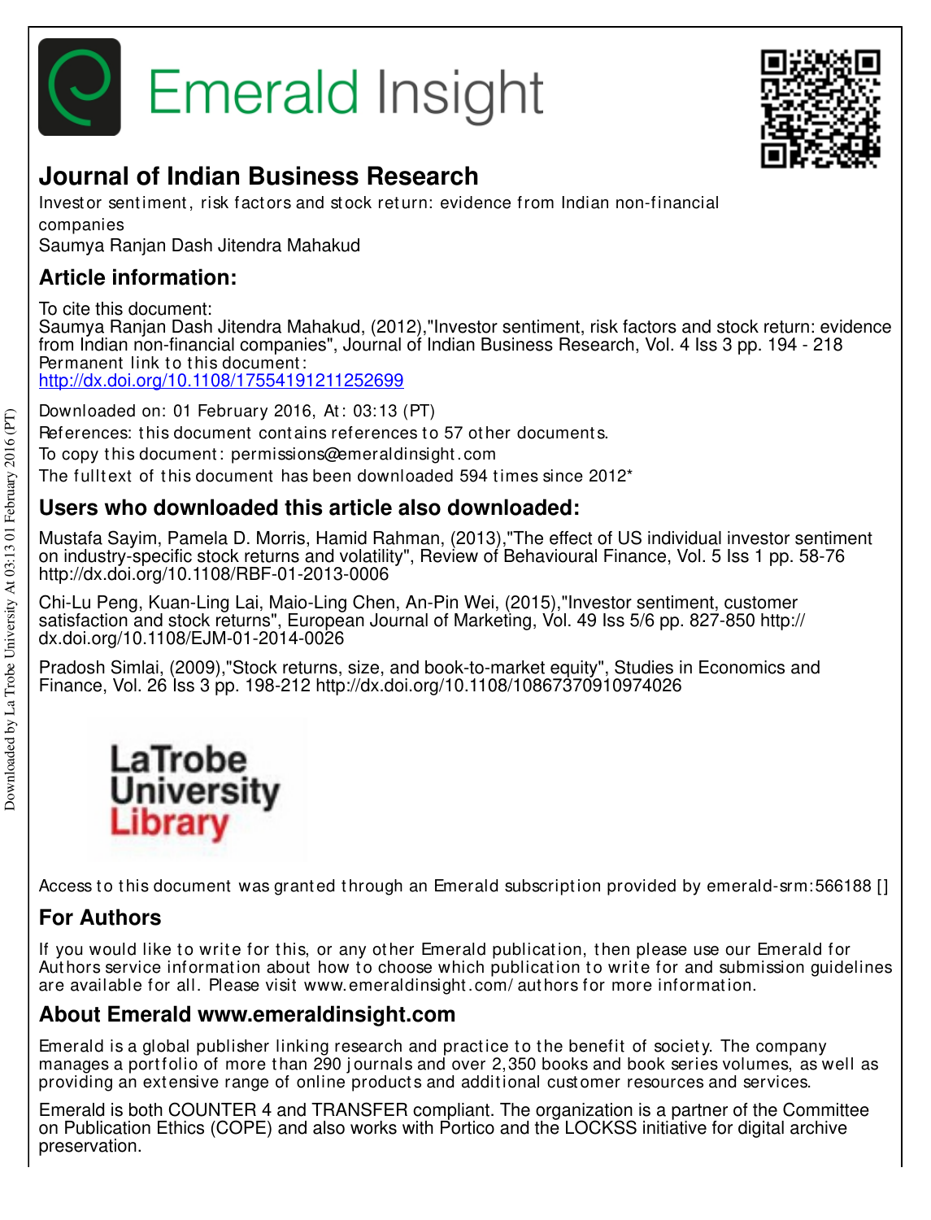Emerald Insight

# Journal of Indian Business Research

Investor sentiment, risk factors and stock return: evidence from Indian non-financial companies

Saumya Ranjan Dash Jitendra Mahakud

## Article information:

To cite this document:
Saumya Ranjan Dash Jitendra Mahakud, (2012),"Investor sentiment, risk factors and stock return: evidence from Indian non-financial companies", Journal of Indian Business Research, Vol. 4 Iss 3 pp. 194 - 218

Permanent link to this document:
http://dx.doi.org/10.1108/17554191211252699

Downloaded on: 01 February 2016, At: 03:13 (PT)

References: this document contains references to 57 other documents.

To copy this document: permissions@emeraldinsight.com

The fulltext of this document has been downloaded 594 times since 2012*

## Users who downloaded this article also downloaded:

Mustafa Sayim, Pamela D. Morris, Hamid Rahman, (2013),"The effect of US individual investor sentiment on industry-specific stock returns and volatility", Review of Behavioural Finance, Vol. 5 Iss 1 pp. 58-76 http://dx.doi.org/10.1108/RBF-01-2013-0006

Chi-Lu Peng, Kuan-Ling Lai, Maio-Ling Chen, An-Pin Wei, (2015),"Investor sentiment, customer satisfaction and stock returns", European Journal of Marketing, Vol. 49 Iss 5/6 pp. 827-850 http://dx.doi.org/10.1108/EJM-01-2014-0026

Pradosh Simlai, (2009),"Stock returns, size, and book-to-market equity", Studies in Economics and Finance, Vol. 26 Iss 3 pp. 198-212 http://dx.doi.org/10.1108/10867370910974026

LaTrobe University Library

Access to this document was granted through an Emerald subscription provided by emerald-srm:566188 []

## For Authors

If you would like to write for this, or any other Emerald publication, then please use our Emerald for Authors service information about how to choose which publication to write for and submission guidelines are available for all. Please visit www.emeraldinsight.com/authors for more information.

## About Emerald www.emeraldinsight.com

Emerald is a global publisher linking research and practice to the benefit of society. The company manages a portfolio of more than 290 journals and over 2,350 books and book series volumes, as well as providing an extensive range of online products and additional customer resources and services.

Emerald is both COUNTER 4 and TRANSFER compliant. The organization is a partner of the Committee on Publication Ethics (COPE) and also works with Portico and the LOCKSS initiative for digital archive preservation.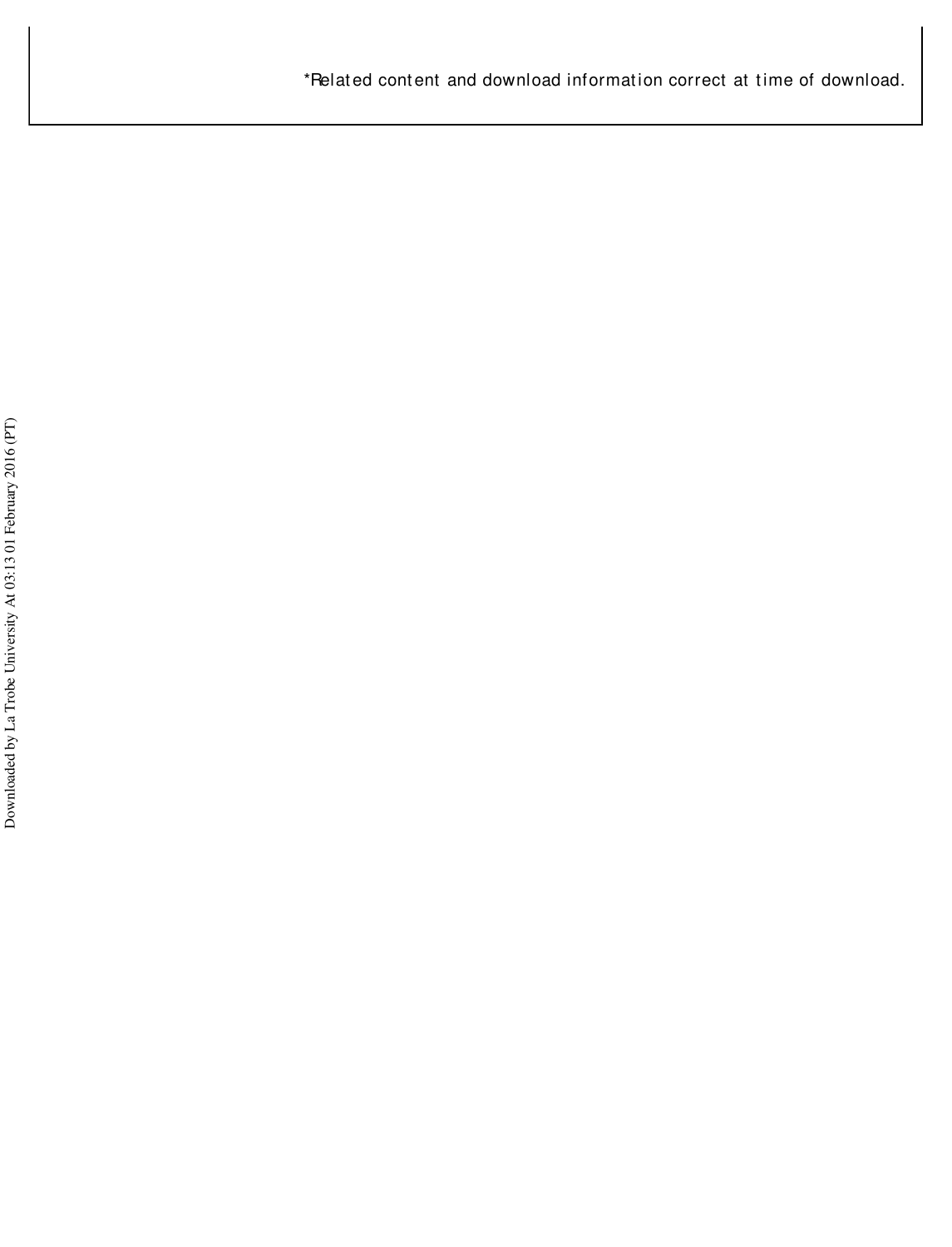*Related content and download information correct at time of download.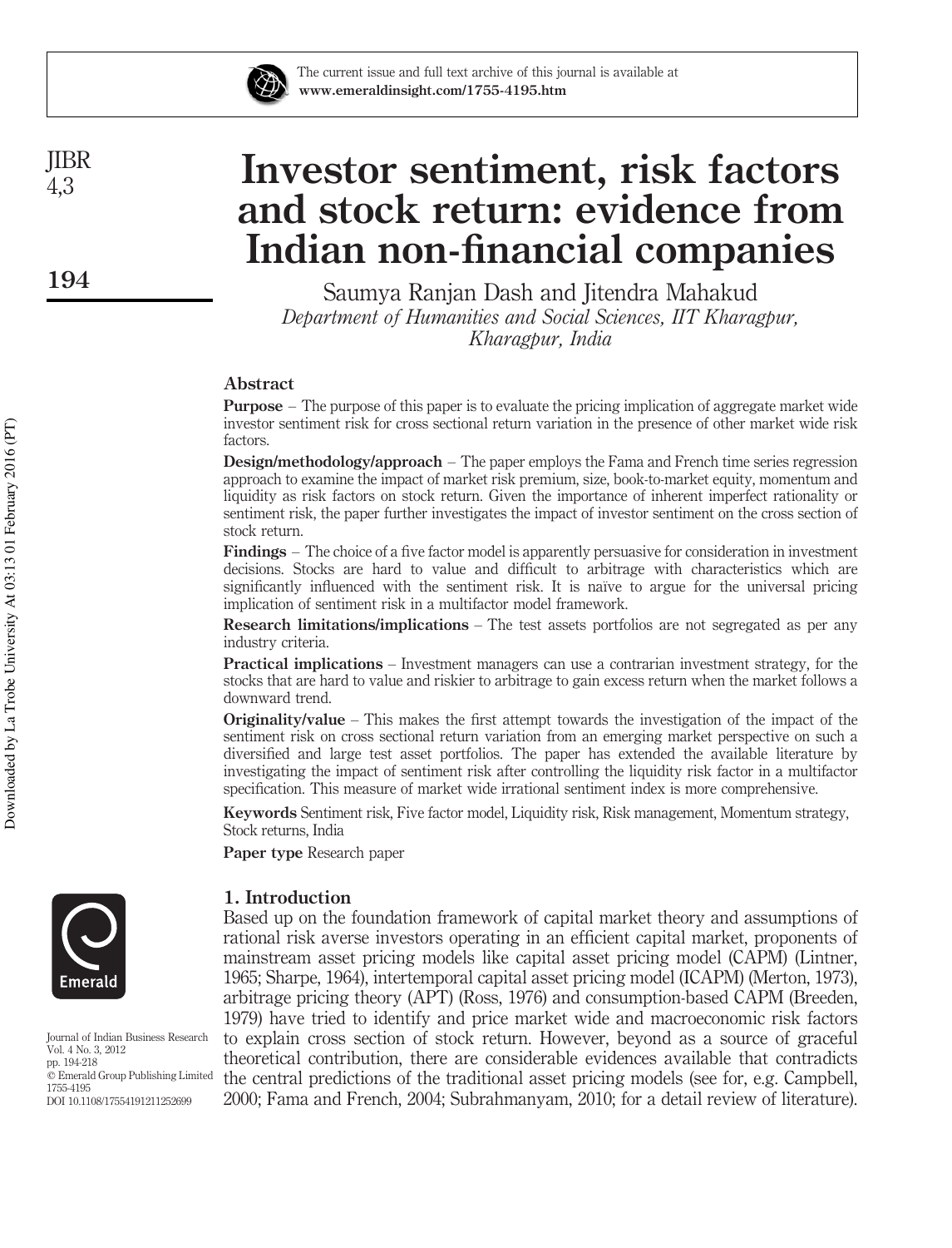# Investor sentiment, risk factors and stock return: evidence from Indian non-financial companies

Saumya Ranjan Dash and Jitendra Mahakud

*Department of Humanities and Social Sciences, IIT Kharagpur, Kharagpur, India*

## Abstract

**Purpose** – The purpose of this paper is to evaluate the pricing implication of aggregate market wide investor sentiment risk for cross sectional return variation in the presence of other market wide risk factors.

**Design/methodology/approach** – The paper employs the Fama and French time series regression approach to examine the impact of market risk premium, size, book-to-market equity, momentum and liquidity as risk factors on stock return. Given the importance of inherent imperfect rationality or sentiment risk, the paper further investigates the impact of investor sentiment on the cross section of stock return.

**Findings** – The choice of a five factor model is apparently persuasive for consideration in investment decisions. Stocks are hard to value and difficult to arbitrage with characteristics which are significantly influenced with the sentiment risk. It is naive to argue for the universal pricing implication of sentiment risk in a multifactor model framework.

**Research limitations/implications** – The test assets portfolios are not segregated as per any industry criteria.

**Practical implications** – Investment managers can use a contrarian investment strategy, for the stocks that are hard to value and riskier to arbitrage to gain excess return when the market follows a downward trend.

**Originality/value** – This makes the first attempt towards the investigation of the impact of the sentiment risk on cross sectional return variation from an emerging market perspective on such a diversified and large test asset portfolios. The paper has extended the available literature by investigating the impact of sentiment risk after controlling the liquidity risk factor in a multifactor specification. This measure of market wide irrational sentiment index is more comprehensive.

**Keywords** Sentiment risk, Five factor model, Liquidity risk, Risk management, Momentum strategy, Stock returns, India

**Paper type** Research paper

## 1. Introduction

Based up on the foundation framework of capital market theory and assumptions of rational risk averse investors operating in an efficient capital market, proponents of mainstream asset pricing models like capital asset pricing model (CAPM) (Lintner, 1965; Sharpe, 1964), intertemporal capital asset pricing model (ICAPM) (Merton, 1973), arbitrage pricing theory (APT) (Ross, 1976) and consumption-based CAPM (Breeden, 1979) have tried to identify and price market wide and macroeconomic risk factors to explain cross section of stock return. However, beyond as a source of graceful theoretical contribution, there are considerable evidences available that contradicts the central predictions of the traditional asset pricing models (see for, e.g. Campbell, 2000; Fama and French, 2004; Subrahmanyam, 2010; for a detail review of literature).

Journal of Indian Business Research
Vol. 4 No. 3, 2012
pp. 194-218
© Emerald Group Publishing Limited
1755-4195
DOI 10.1108/17554191211252699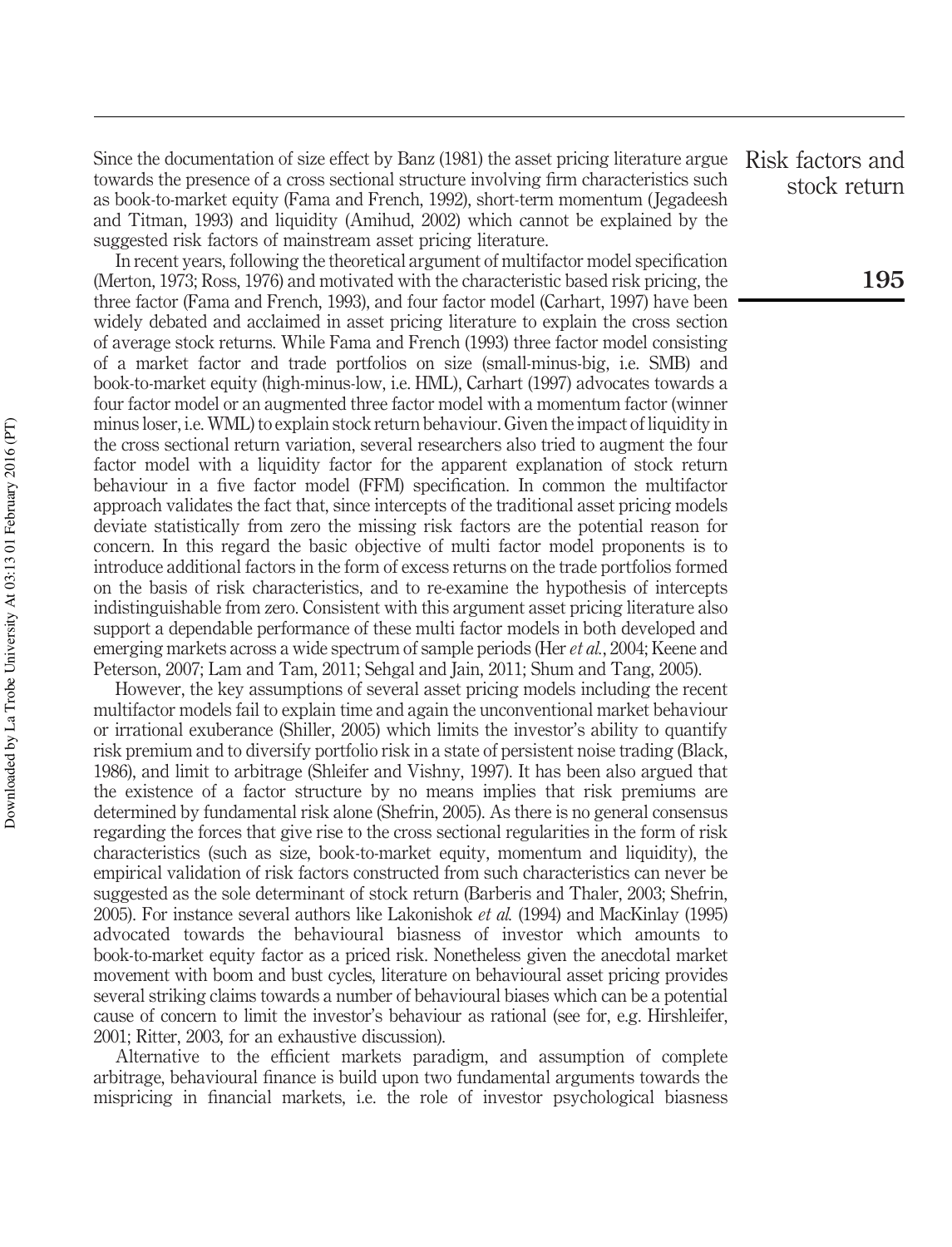Since the documentation of size effect by Banz (1981) the asset pricing literature argue towards the presence of a cross sectional structure involving firm characteristics such as book-to-market equity (Fama and French, 1992), short-term momentum (Jegadeesh and Titman, 1993) and liquidity (Amihud, 2002) which cannot be explained by the suggested risk factors of mainstream asset pricing literature.

In recent years, following the theoretical argument of multifactor model specification (Merton, 1973; Ross, 1976) and motivated with the characteristic based risk pricing, the three factor (Fama and French, 1993), and four factor model (Carhart, 1997) have been widely debated and acclaimed in asset pricing literature to explain the cross section of average stock returns. While Fama and French (1993) three factor model consisting of a market factor and trade portfolios on size (small-minus-big, i.e. SMB) and book-to-market equity (high-minus-low, i.e. HML), Carhart (1997) advocates towards a four factor model or an augmented three factor model with a momentum factor (winner minus loser, i.e. WML) to explain stock return behaviour. Given the impact of liquidity in the cross sectional return variation, several researchers also tried to augment the four factor model with a liquidity factor for the apparent explanation of stock return behaviour in a five factor model (FFM) specification. In common the multifactor approach validates the fact that, since intercepts of the traditional asset pricing models deviate statistically from zero the missing risk factors are the potential reason for concern. In this regard the basic objective of multi factor model proponents is to introduce additional factors in the form of excess returns on the trade portfolios formed on the basis of risk characteristics, and to re-examine the hypothesis of intercepts indistinguishable from zero. Consistent with this argument asset pricing literature also support a dependable performance of these multi factor models in both developed and emerging markets across a wide spectrum of sample periods (Her *et al.*, 2004; Keene and Peterson, 2007; Lam and Tam, 2011; Sehgal and Jain, 2011; Shum and Tang, 2005).

However, the key assumptions of several asset pricing models including the recent multifactor models fail to explain time and again the unconventional market behaviour or irrational exuberance (Shiller, 2005) which limits the investor's ability to quantify risk premium and to diversify portfolio risk in a state of persistent noise trading (Black, 1986), and limit to arbitrage (Shleifer and Vishny, 1997). It has been also argued that the existence of a factor structure by no means implies that risk premiums are determined by fundamental risk alone (Shefrin, 2005). As there is no general consensus regarding the forces that give rise to the cross sectional regularities in the form of risk characteristics (such as size, book-to-market equity, momentum and liquidity), the empirical validation of risk factors constructed from such characteristics can never be suggested as the sole determinant of stock return (Barberis and Thaler, 2003; Shefrin, 2005). For instance several authors like Lakonishok *et al.* (1994) and MacKinlay (1995) advocated towards the behavioural biasness of investor which amounts to book-to-market equity factor as a priced risk. Nonetheless given the anecdotal market movement with boom and bust cycles, literature on behavioural asset pricing provides several striking claims towards a number of behavioural biases which can be a potential cause of concern to limit the investor's behaviour as rational (see for, e.g. Hirshleifer, 2001; Ritter, 2003, for an exhaustive discussion).

Alternative to the efficient markets paradigm, and assumption of complete arbitrage, behavioural finance is build upon two fundamental arguments towards the mispricing in financial markets, i.e. the role of investor psychological biasness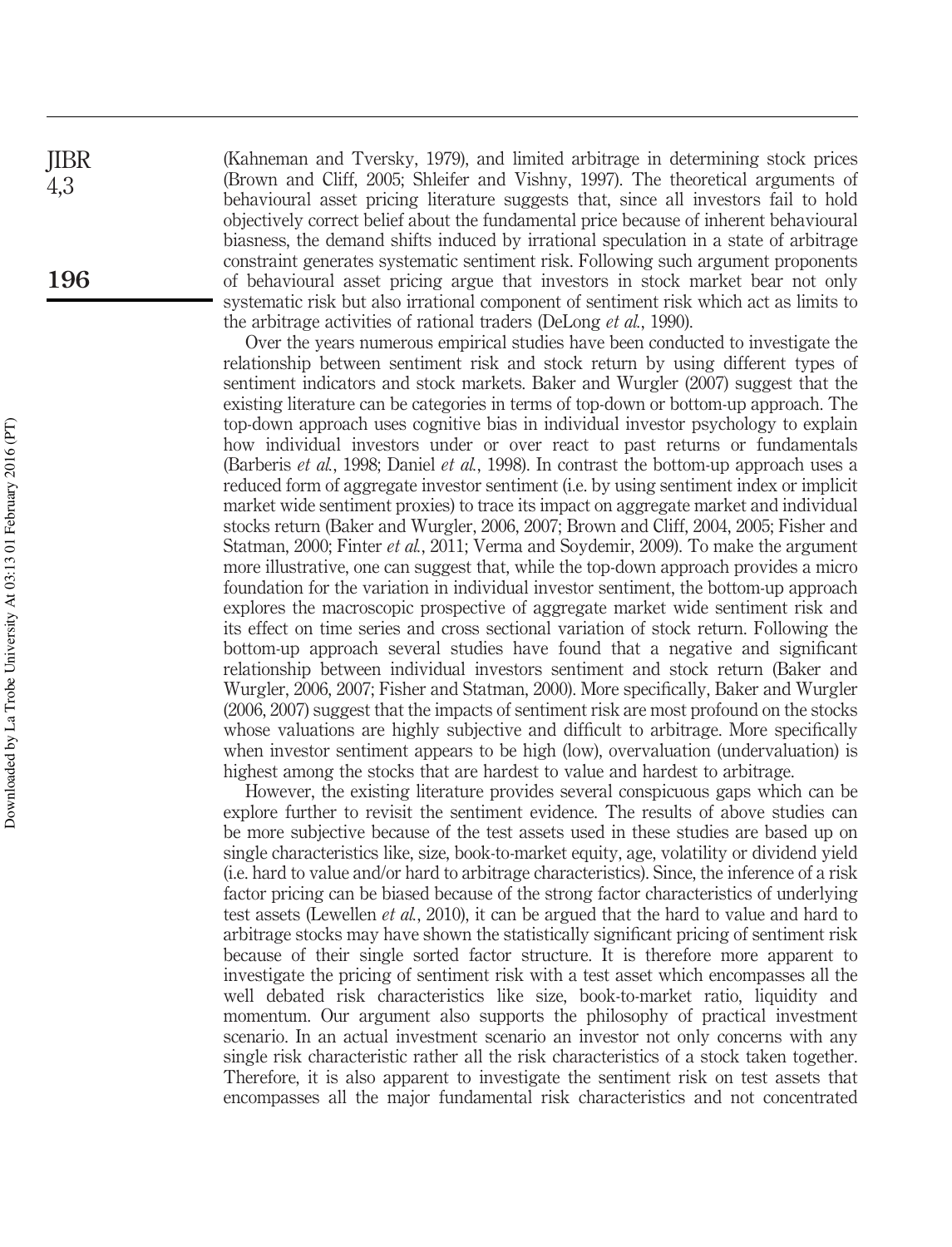(Kahneman and Tversky, 1979), and limited arbitrage in determining stock prices (Brown and Cliff, 2005; Shleifer and Vishny, 1997). The theoretical arguments of behavioural asset pricing literature suggests that, since all investors fail to hold objectively correct belief about the fundamental price because of inherent behavioural biasness, the demand shifts induced by irrational speculation in a state of arbitrage constraint generates systematic sentiment risk. Following such argument proponents of behavioural asset pricing argue that investors in stock market bear not only systematic risk but also irrational component of sentiment risk which act as limits to the arbitrage activities of rational traders (DeLong *et al.*, 1990).

Over the years numerous empirical studies have been conducted to investigate the relationship between sentiment risk and stock return by using different types of sentiment indicators and stock markets. Baker and Wurgler (2007) suggest that the existing literature can be categories in terms of top-down or bottom-up approach. The top-down approach uses cognitive bias in individual investor psychology to explain how individual investors under or over react to past returns or fundamentals (Barberis *et al.*, 1998; Daniel *et al.*, 1998). In contrast the bottom-up approach uses a reduced form of aggregate investor sentiment (i.e. by using sentiment index or implicit market wide sentiment proxies) to trace its impact on aggregate market and individual stocks return (Baker and Wurgler, 2006, 2007; Brown and Cliff, 2004, 2005; Fisher and Statman, 2000; Finter *et al.*, 2011; Verma and Soydemir, 2009). To make the argument more illustrative, one can suggest that, while the top-down approach provides a micro foundation for the variation in individual investor sentiment, the bottom-up approach explores the macroscopic prospective of aggregate market wide sentiment risk and its effect on time series and cross sectional variation of stock return. Following the bottom-up approach several studies have found that a negative and significant relationship between individual investors sentiment and stock return (Baker and Wurgler, 2006, 2007; Fisher and Statman, 2000). More specifically, Baker and Wurgler (2006, 2007) suggest that the impacts of sentiment risk are most profound on the stocks whose valuations are highly subjective and difficult to arbitrage. More specifically when investor sentiment appears to be high (low), overvaluation (undervaluation) is highest among the stocks that are hardest to value and hardest to arbitrage.

However, the existing literature provides several conspicuous gaps which can be explore further to revisit the sentiment evidence. The results of above studies can be more subjective because of the test assets used in these studies are based up on single characteristics like, size, book-to-market equity, age, volatility or dividend yield (i.e. hard to value and/or hard to arbitrage characteristics). Since, the inference of a risk factor pricing can be biased because of the strong factor characteristics of underlying test assets (Lewellen *et al.*, 2010), it can be argued that the hard to value and hard to arbitrage stocks may have shown the statistically significant pricing of sentiment risk because of their single sorted factor structure. It is therefore more apparent to investigate the pricing of sentiment risk with a test asset which encompasses all the well debated risk characteristics like size, book-to-market ratio, liquidity and momentum. Our argument also supports the philosophy of practical investment scenario. In an actual investment scenario an investor not only concerns with any single risk characteristic rather all the risk characteristics of a stock taken together. Therefore, it is also apparent to investigate the sentiment risk on test assets that encompasses all the major fundamental risk characteristics and not concentrated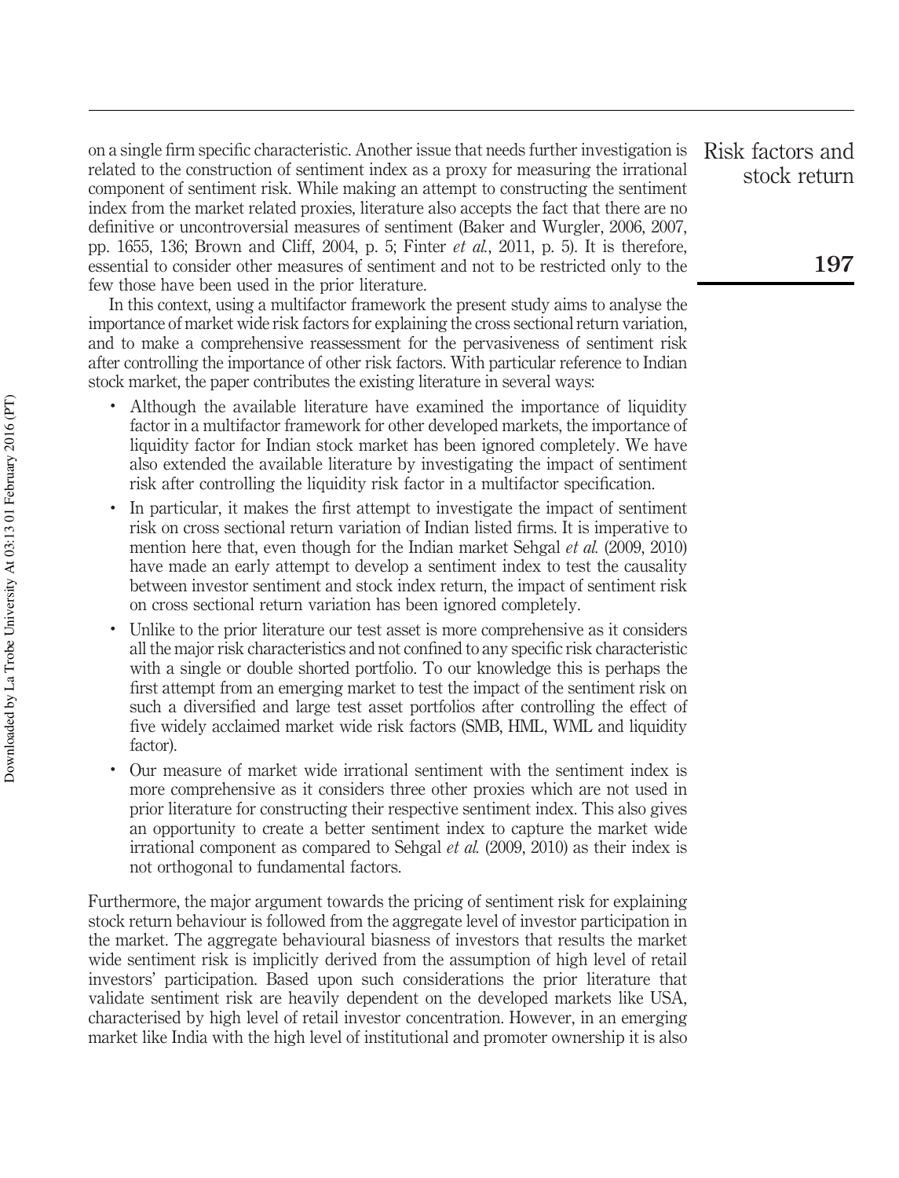on a single firm specific characteristic. Another issue that needs further investigation is related to the construction of sentiment index as a proxy for measuring the irrational component of sentiment risk. While making an attempt to constructing the sentiment index from the market related proxies, literature also accepts the fact that there are no definitive or uncontroversial measures of sentiment (Baker and Wurgler, 2006, 2007, pp. 1655, 136; Brown and Cliff, 2004, p. 5; Finter *et al.*, 2011, p. 5). It is therefore, essential to consider other measures of sentiment and not to be restricted only to the few those have been used in the prior literature.

In this context, using a multifactor framework the present study aims to analyse the importance of market wide risk factors for explaining the cross sectional return variation, and to make a comprehensive reassessment for the pervasiveness of sentiment risk after controlling the importance of other risk factors. With particular reference to Indian stock market, the paper contributes the existing literature in several ways:

- Although the available literature have examined the importance of liquidity factor in a multifactor framework for other developed markets, the importance of liquidity factor for Indian stock market has been ignored completely. We have also extended the available literature by investigating the impact of sentiment risk after controlling the liquidity risk factor in a multifactor specification.
- In particular, it makes the first attempt to investigate the impact of sentiment risk on cross sectional return variation of Indian listed firms. It is imperative to mention here that, even though for the Indian market Sehgal *et al.* (2009, 2010) have made an early attempt to develop a sentiment index to test the causality between investor sentiment and stock index return, the impact of sentiment risk on cross sectional return variation has been ignored completely.
- Unlike to the prior literature our test asset is more comprehensive as it considers all the major risk characteristics and not confined to any specific risk characteristic with a single or double shorted portfolio. To our knowledge this is perhaps the first attempt from an emerging market to test the impact of the sentiment risk on such a diversified and large test asset portfolios after controlling the effect of five widely acclaimed market wide risk factors (SMB, HML, WML and liquidity factor).
- Our measure of market wide irrational sentiment with the sentiment index is more comprehensive as it considers three other proxies which are not used in prior literature for constructing their respective sentiment index. This also gives an opportunity to create a better sentiment index to capture the market wide irrational component as compared to Sehgal *et al.* (2009, 2010) as their index is not orthogonal to fundamental factors.

Furthermore, the major argument towards the pricing of sentiment risk for explaining stock return behaviour is followed from the aggregate level of investor participation in the market. The aggregate behavioural biasness of investors that results the market wide sentiment risk is implicitly derived from the assumption of high level of retail investors' participation. Based upon such considerations the prior literature that validate sentiment risk are heavily dependent on the developed markets like USA, characterised by high level of retail investor concentration. However, in an emerging market like India with the high level of institutional and promoter ownership it is also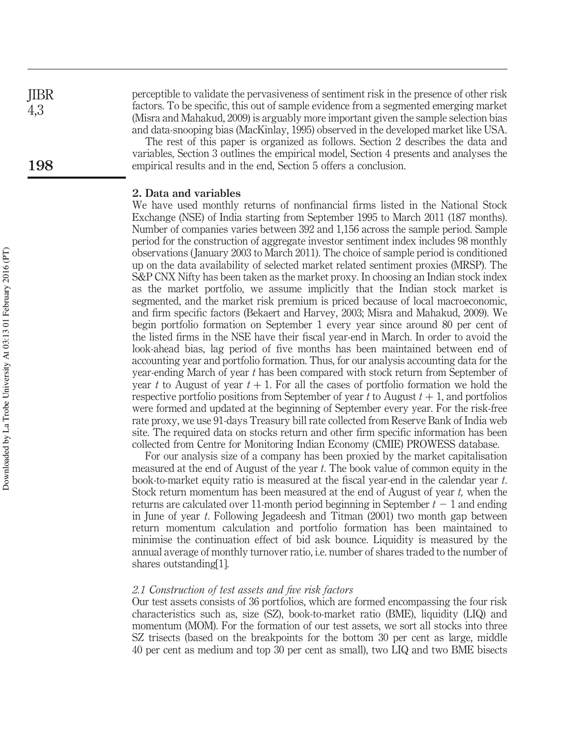perceptible to validate the pervasiveness of sentiment risk in the presence of other risk factors. To be specific, this out of sample evidence from a segmented emerging market (Misra and Mahakud, 2009) is arguably more important given the sample selection bias and data-snooping bias (MacKinlay, 1995) observed in the developed market like USA.

The rest of this paper is organized as follows. Section 2 describes the data and variables, Section 3 outlines the empirical model, Section 4 presents and analyses the empirical results and in the end, Section 5 offers a conclusion.

## 2. Data and variables

We have used monthly returns of nonfinancial firms listed in the National Stock Exchange (NSE) of India starting from September 1995 to March 2011 (187 months). Number of companies varies between 392 and 1,156 across the sample period. Sample period for the construction of aggregate investor sentiment index includes 98 monthly observations (January 2003 to March 2011). The choice of sample period is conditioned up on the data availability of selected market related sentiment proxies (MRSP). The S&P CNX Nifty has been taken as the market proxy. In choosing an Indian stock index as the market portfolio, we assume implicitly that the Indian stock market is segmented, and the market risk premium is priced because of local macroeconomic, and firm specific factors (Bekaert and Harvey, 2003; Misra and Mahakud, 2009). We begin portfolio formation on September 1 every year since around 80 per cent of the listed firms in the NSE have their fiscal year-end in March. In order to avoid the look-ahead bias, lag period of five months has been maintained between end of accounting year and portfolio formation. Thus, for our analysis accounting data for the year-ending March of year $t$ has been compared with stock return from September of year $t$ to August of year $t + 1$. For all the cases of portfolio formation we hold the respective portfolio positions from September of year $t$ to August $t + 1$, and portfolios were formed and updated at the beginning of September every year. For the risk-free rate proxy, we use 91-days Treasury bill rate collected from Reserve Bank of India web site. The required data on stocks return and other firm specific information has been collected from Centre for Monitoring Indian Economy (CMIE) PROWESS database.

For our analysis size of a company has been proxied by the market capitalisation measured at the end of August of the year $t$. The book value of common equity in the book-to-market equity ratio is measured at the fiscal year-end in the calendar year $t$. Stock return momentum has been measured at the end of August of year $t$, when the returns are calculated over 11-month period beginning in September $t - 1$ and ending in June of year $t$. Following Jegadeesh and Titman (2001) two month gap between return momentum calculation and portfolio formation has been maintained to minimise the continuation effect of bid ask bounce. Liquidity is measured by the annual average of monthly turnover ratio, i.e. number of shares traded to the number of shares outstanding[1].

### *2.1 Construction of test assets and five risk factors*

Our test assets consists of 36 portfolios, which are formed encompassing the four risk characteristics such as, size (SZ), book-to-market ratio (BME), liquidity (LIQ) and momentum (MOM). For the formation of our test assets, we sort all stocks into three SZ trisects (based on the breakpoints for the bottom 30 per cent as large, middle 40 per cent as medium and top 30 per cent as small), two LIQ and two BME bisects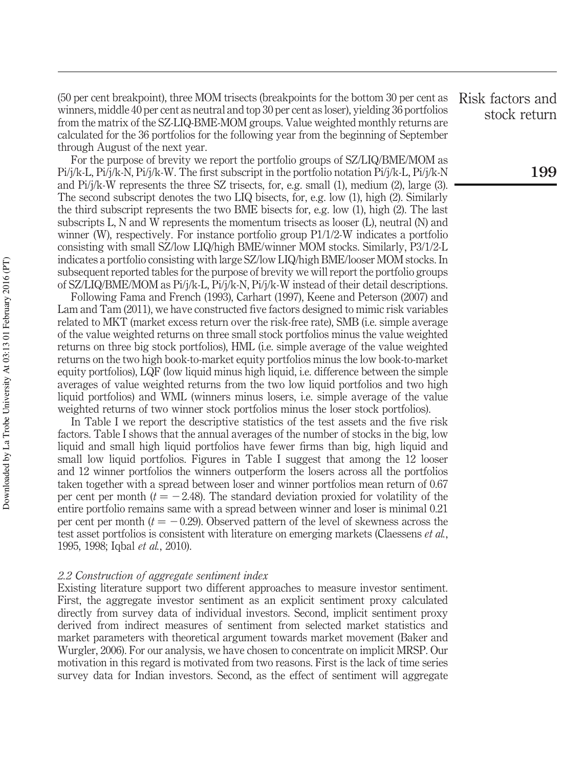(50 per cent breakpoint), three MOM trisects (breakpoints for the bottom 30 per cent as winners, middle 40 per cent as neutral and top 30 per cent as loser), yielding 36 portfolios from the matrix of the SZ-LIQ-BME-MOM groups. Value weighted monthly returns are calculated for the 36 portfolios for the following year from the beginning of September through August of the next year.

For the purpose of brevity we report the portfolio groups of SZ/LIQ/BME/MOM as Pi/j/k-L, Pi/j/k-N, Pi/j/k-W. The first subscript in the portfolio notation Pi/j/k-L, Pi/j/k-N and Pi/j/k-W represents the three SZ trisects, for, e.g. small (1), medium (2), large (3). The second subscript denotes the two LIQ bisects, for, e.g. low (1), high (2). Similarly the third subscript represents the two BME bisects for, e.g. low (1), high (2). The last subscripts L, N and W represents the momentum trisects as looser (L), neutral (N) and winner (W), respectively. For instance portfolio group P1/1/2-W indicates a portfolio consisting with small SZ/low LIQ/high BME/winner MOM stocks. Similarly, P3/1/2-L indicates a portfolio consisting with large SZ/low LIQ/high BME/looser MOM stocks. In subsequent reported tables for the purpose of brevity we will report the portfolio groups of SZ/LIQ/BME/MOM as Pi/j/k-L, Pi/j/k-N, Pi/j/k-W instead of their detail descriptions.

Following Fama and French (1993), Carhart (1997), Keene and Peterson (2007) and Lam and Tam (2011), we have constructed five factors designed to mimic risk variables related to MKT (market excess return over the risk-free rate), SMB (i.e. simple average of the value weighted returns on three small stock portfolios minus the value weighted returns on three big stock portfolios), HML (i.e. simple average of the value weighted returns on the two high book-to-market equity portfolios minus the low book-to-market equity portfolios), LQF (low liquid minus high liquid, i.e. difference between the simple averages of value weighted returns from the two low liquid portfolios and two high liquid portfolios) and WML (winners minus losers, i.e. simple average of the value weighted returns of two winner stock portfolios minus the loser stock portfolios).

In Table I we report the descriptive statistics of the test assets and the five risk factors. Table I shows that the annual averages of the number of stocks in the big, low liquid and small high liquid portfolios have fewer firms than big, high liquid and small low liquid portfolios. Figures in Table I suggest that among the 12 looser and 12 winner portfolios the winners outperform the losers across all the portfolios taken together with a spread between loser and winner portfolios mean return of 0.67 per cent per month ($t = -2.48$). The standard deviation proxied for volatility of the entire portfolio remains same with a spread between winner and loser is minimal 0.21 per cent per month ($t = -0.29$). Observed pattern of the level of skewness across the test asset portfolios is consistent with literature on emerging markets (Claessens *et al.*, 1995, 1998; Iqbal *et al.*, 2010).

### *2.2 Construction of aggregate sentiment index*

Existing literature support two different approaches to measure investor sentiment. First, the aggregate investor sentiment as an explicit sentiment proxy calculated directly from survey data of individual investors. Second, implicit sentiment proxy derived from indirect measures of sentiment from selected market statistics and market parameters with theoretical argument towards market movement (Baker and Wurgler, 2006). For our analysis, we have chosen to concentrate on implicit MRSP. Our motivation in this regard is motivated from two reasons. First is the lack of time series survey data for Indian investors. Second, as the effect of sentiment will aggregate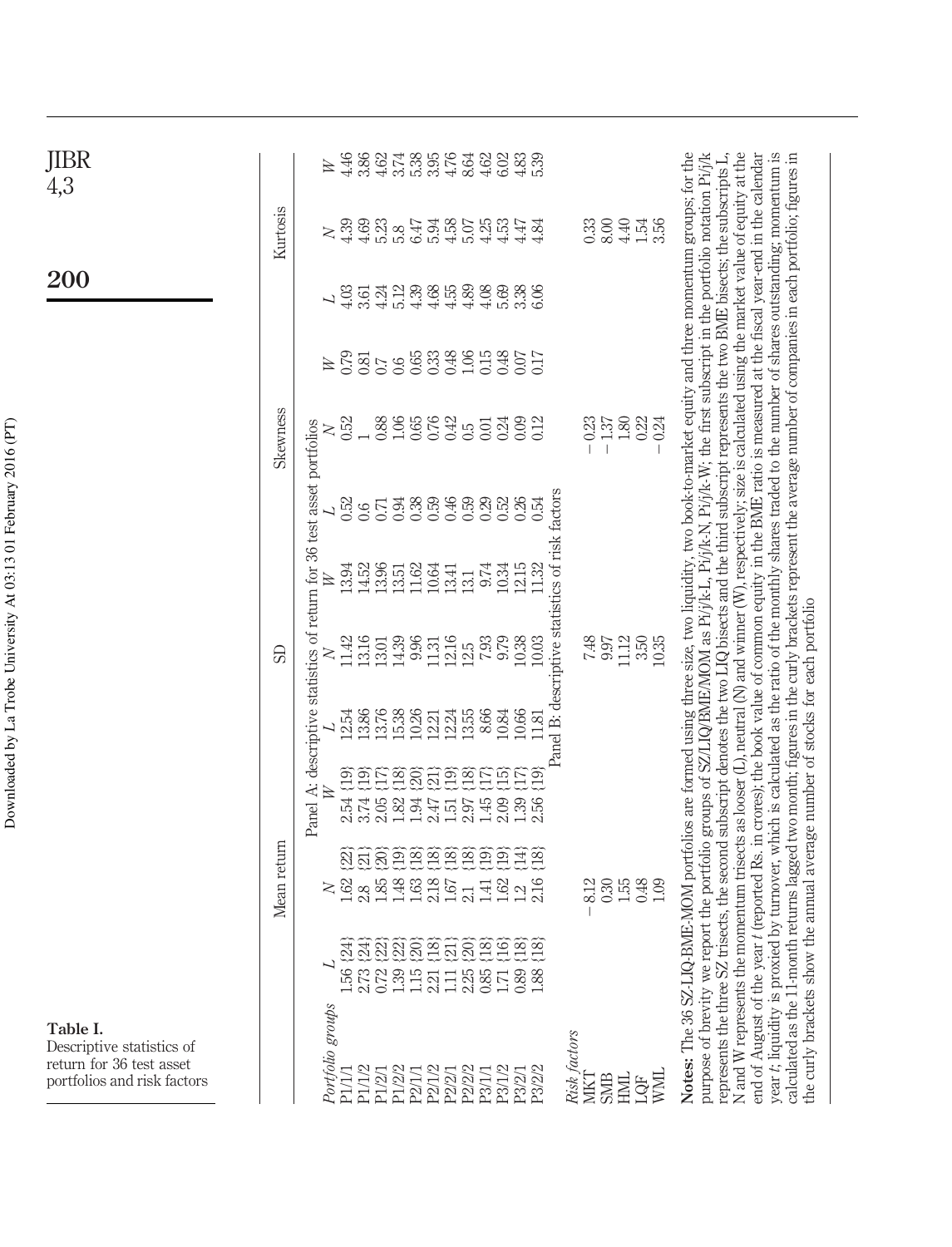**Table I.** Descriptive statistics of return for 36 test asset portfolios and risk factors

| | Mean return | | | SD | | | Skewness | | | Kurtosis | | |
|---|---|---|---|---|---|---|---|---|---|---|---|---|
| | *L* | *N* | *W* | *L* | *N* | *W* | *L* | *N* | *W* | *L* | *N* | *W* |
| Panel A: descriptive statistics of return for 36 test asset portfolios | | | | | | | | | | | | |
| *Portfolio groups* | | | | | | | | | | | | |
| P1/1/1 | 1.56 {24} | 1.62 {22} | 2.54 {19} | 12.54 | 11.42 | 13.94 | 0.52 | 0.52 | 0.79 | 4.03 | 4.39 | 4.46 |
| P1/1/2 | 2.73 {24} | 2.8 {21} | 3.74 {19} | 13.86 | 13.16 | 14.52 | 0.6 | 1 | 0.81 | 3.61 | 4.69 | 3.86 |
| P1/2/1 | 0.72 {22} | 1.85 {20} | 2.05 {17} | 13.76 | 13.01 | 13.96 | 0.71 | 0.88 | 0.7 | 4.24 | 5.23 | 4.62 |
| P1/2/2 | 1.39 {22} | 1.48 {19} | 1.82 {18} | 15.38 | 14.39 | 13.51 | 0.94 | 1.06 | 0.6 | 5.12 | 5.8 | 3.74 |
| P2/1/1 | 1.15 {20} | 1.63 {18} | 1.94 {20} | 10.26 | 9.96 | 11.62 | 0.38 | 0.65 | 0.65 | 4.39 | 6.47 | 5.38 |
| P2/1/2 | 2.21 {18} | 2.18 {18} | 2.47 {21} | 12.21 | 11.31 | 10.64 | 0.59 | 0.76 | 0.33 | 4.68 | 5.94 | 3.95 |
| P2/2/1 | 1.11 {21} | 1.67 {18} | 1.51 {19} | 12.24 | 12.16 | 13.41 | 0.46 | 0.42 | 0.48 | 4.55 | 4.58 | 4.76 |
| P2/2/2 | 2.25 {20} | 2.1 {18} | 2.97 {18} | 13.55 | 12.5 | 13.1 | 0.59 | 0.5 | 1.06 | 4.89 | 5.07 | 8.64 |
| P3/1/1 | 0.85 {18} | 1.41 {19} | 1.45 {17} | 8.66 | 7.93 | 9.74 | 0.29 | 0.01 | 0.15 | 4.08 | 4.25 | 4.62 |
| P3/1/2 | 1.71 {16} | 1.62 {19} | 2.09 {15} | 10.84 | 9.79 | 10.34 | 0.52 | 0.24 | 0.48 | 5.69 | 4.53 | 6.02 |
| P3/2/1 | 0.89 {18} | 1.2 {14} | 1.39 {17} | 10.66 | 10.38 | 12.15 | 0.26 | 0.09 | 0.07 | 3.38 | 4.47 | 4.83 |
| P3/2/2 | 1.88 {18} | 2.16 {18} | 2.56 {19} | 11.81 | 10.03 | 11.32 | 0.54 | 0.12 | 0.17 | 6.06 | 4.84 | 5.39 |
| Panel B: descriptive statistics of risk factors | | | | | | | | | | | | |
| *Risk factors* | | | | | | | | | | | | |
| MKT | | −8.12 | | | 7.48 | | | −0.23 | | | 0.33 | |
| SMB | | 0.30 | | | 9.97 | | | −1.37 | | | 8.00 | |
| HML | | 1.55 | | | 11.12 | | | 1.80 | | | 4.40 | |
| LQF | | 0.48 | | | 3.50 | | | 0.22 | | | 1.54 | |
| WML | | 1.09 | | | 10.35 | | | −0.24 | | | 3.56 | |

**Notes:** The 36 SZ-LIQ-BME-MOM portfolios are formed using three size, two liquidity, two book-to-market equity and three momentum groups; for the purpose of brevity we report the portfolio groups of SZ/LIQ/BME/MOM as Pi/j/k-L, Pi/j/k-N, Pi/j/k-W; the first subscript in the portfolio notation Pi/j/k represents the three SZ trisects, the second subscript denotes the two LIQ bisects and the third subscript represents the two BME bisects; the subscripts L, N and W represents the momentum trisects as looser (L), neutral (N) and winner (W), respectively; size is calculated using the market value of equity at the end of August of the year *t* (reported Rs. in crores); the book value of common equity in the BME ratio is measured at the fiscal year-end in the calendar year *t*; liquidity is proxied by turnover, which is calculated as the ratio of the monthly shares traded to the number of shares outstanding; momentum is calculated as the 11-month returns lagged two month; figures in the curly brackets represent the average number of companies in each portfolio; figures in the curly brackets show the annual average number of stocks for each portfolio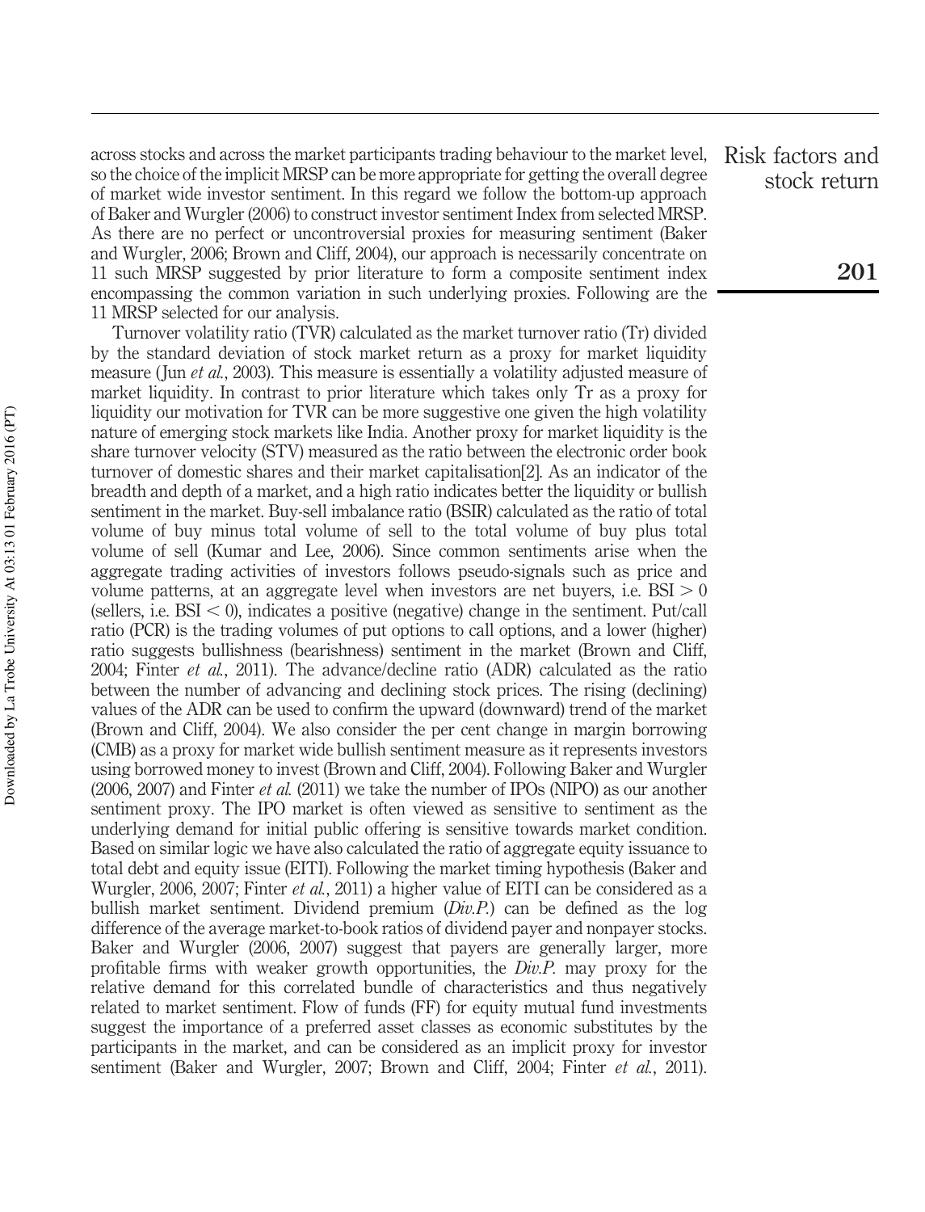across stocks and across the market participants trading behaviour to the market level, so the choice of the implicit MRSP can be more appropriate for getting the overall degree of market wide investor sentiment. In this regard we follow the bottom-up approach of Baker and Wurgler (2006) to construct investor sentiment Index from selected MRSP. As there are no perfect or uncontroversial proxies for measuring sentiment (Baker and Wurgler, 2006; Brown and Cliff, 2004), our approach is necessarily concentrate on 11 such MRSP suggested by prior literature to form a composite sentiment index encompassing the common variation in such underlying proxies. Following are the 11 MRSP selected for our analysis.

Turnover volatility ratio (TVR) calculated as the market turnover ratio (Tr) divided by the standard deviation of stock market return as a proxy for market liquidity measure (Jun *et al.*, 2003). This measure is essentially a volatility adjusted measure of market liquidity. In contrast to prior literature which takes only Tr as a proxy for liquidity our motivation for TVR can be more suggestive one given the high volatility nature of emerging stock markets like India. Another proxy for market liquidity is the share turnover velocity (STV) measured as the ratio between the electronic order book turnover of domestic shares and their market capitalisation[2]. As an indicator of the breadth and depth of a market, and a high ratio indicates better the liquidity or bullish sentiment in the market. Buy-sell imbalance ratio (BSIR) calculated as the ratio of total volume of buy minus total volume of sell to the total volume of buy plus total volume of sell (Kumar and Lee, 2006). Since common sentiments arise when the aggregate trading activities of investors follows pseudo-signals such as price and volume patterns, at an aggregate level when investors are net buyers, i.e. $BSI > 0$ (sellers, i.e. $BSI < 0$), indicates a positive (negative) change in the sentiment. Put/call ratio (PCR) is the trading volumes of put options to call options, and a lower (higher) ratio suggests bullishness (bearishness) sentiment in the market (Brown and Cliff, 2004; Finter *et al.*, 2011). The advance/decline ratio (ADR) calculated as the ratio between the number of advancing and declining stock prices. The rising (declining) values of the ADR can be used to confirm the upward (downward) trend of the market (Brown and Cliff, 2004). We also consider the per cent change in margin borrowing (CMB) as a proxy for market wide bullish sentiment measure as it represents investors using borrowed money to invest (Brown and Cliff, 2004). Following Baker and Wurgler (2006, 2007) and Finter *et al.* (2011) we take the number of IPOs (NIPO) as our another sentiment proxy. The IPO market is often viewed as sensitive to sentiment as the underlying demand for initial public offering is sensitive towards market condition. Based on similar logic we have also calculated the ratio of aggregate equity issuance to total debt and equity issue (EITI). Following the market timing hypothesis (Baker and Wurgler, 2006, 2007; Finter *et al.*, 2011) a higher value of EITI can be considered as a bullish market sentiment. Dividend premium (*Div.P.*) can be defined as the log difference of the average market-to-book ratios of dividend payer and nonpayer stocks. Baker and Wurgler (2006, 2007) suggest that payers are generally larger, more profitable firms with weaker growth opportunities, the *Div.P.* may proxy for the relative demand for this correlated bundle of characteristics and thus negatively related to market sentiment. Flow of funds (FF) for equity mutual fund investments suggest the importance of a preferred asset classes as economic substitutes by the participants in the market, and can be considered as an implicit proxy for investor sentiment (Baker and Wurgler, 2007; Brown and Cliff, 2004; Finter *et al.*, 2011).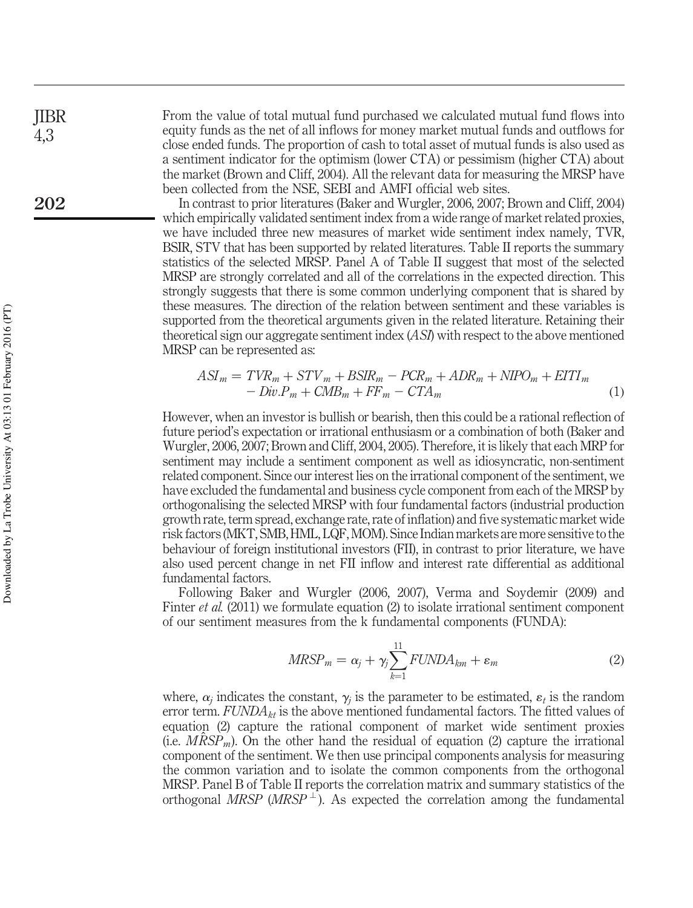From the value of total mutual fund purchased we calculated mutual fund flows into equity funds as the net of all inflows for money market mutual funds and outflows for close ended funds. The proportion of cash to total asset of mutual funds is also used as a sentiment indicator for the optimism (lower CTA) or pessimism (higher CTA) about the market (Brown and Cliff, 2004). All the relevant data for measuring the MRSP have been collected from the NSE, SEBI and AMFI official web sites.

In contrast to prior literatures (Baker and Wurgler, 2006, 2007; Brown and Cliff, 2004) which empirically validated sentiment index from a wide range of market related proxies, we have included three new measures of market wide sentiment index namely, TVR, BSIR, STV that has been supported by related literatures. Table II reports the summary statistics of the selected MRSP. Panel A of Table II suggest that most of the selected MRSP are strongly correlated and all of the correlations in the expected direction. This strongly suggests that there is some common underlying component that is shared by these measures. The direction of the relation between sentiment and these variables is supported from the theoretical arguments given in the related literature. Retaining their theoretical sign our aggregate sentiment index (*ASI*) with respect to the above mentioned MRSP can be represented as:

$$ASI_m = TVR_m + STV_m + BSIR_m - PCR_m + ADR_m + NIPO_m + EITI_m - Div.P_m + CMB_m + FF_m - CTA_m \quad (1)$$

However, when an investor is bullish or bearish, then this could be a rational reflection of future period's expectation or irrational enthusiasm or a combination of both (Baker and Wurgler, 2006, 2007; Brown and Cliff, 2004, 2005). Therefore, it is likely that each MRP for sentiment may include a sentiment component as well as idiosyncratic, non-sentiment related component. Since our interest lies on the irrational component of the sentiment, we have excluded the fundamental and business cycle component from each of the MRSP by orthogonalising the selected MRSP with four fundamental factors (industrial production growth rate, term spread, exchange rate, rate of inflation) and five systematic market wide risk factors (MKT, SMB, HML, LQF, MOM). Since Indian markets are more sensitive to the behaviour of foreign institutional investors (FII), in contrast to prior literature, we have also used percent change in net FII inflow and interest rate differential as additional fundamental factors.

Following Baker and Wurgler (2006, 2007), Verma and Soydemir (2009) and Finter *et al.* (2011) we formulate equation (2) to isolate irrational sentiment component of our sentiment measures from the k fundamental components (FUNDA):

$$MRSP_m = \alpha_j + \gamma_j \sum_{k=1}^{11} FUNDA_{km} + \varepsilon_m \quad (2)$$

where, $\alpha_j$ indicates the constant, $\gamma_j$ is the parameter to be estimated, $\varepsilon_t$ is the random error term. $FUNDA_{kt}$ is the above mentioned fundamental factors. The fitted values of equation (2) capture the rational component of market wide sentiment proxies (i.e. $M\hat{R}SP_m$). On the other hand the residual of equation (2) capture the irrational component of the sentiment. We then use principal components analysis for measuring the common variation and to isolate the common components from the orthogonal MRSP. Panel B of Table II reports the correlation matrix and summary statistics of the orthogonal *MRSP* ($MRSP^{\perp}$). As expected the correlation among the fundamental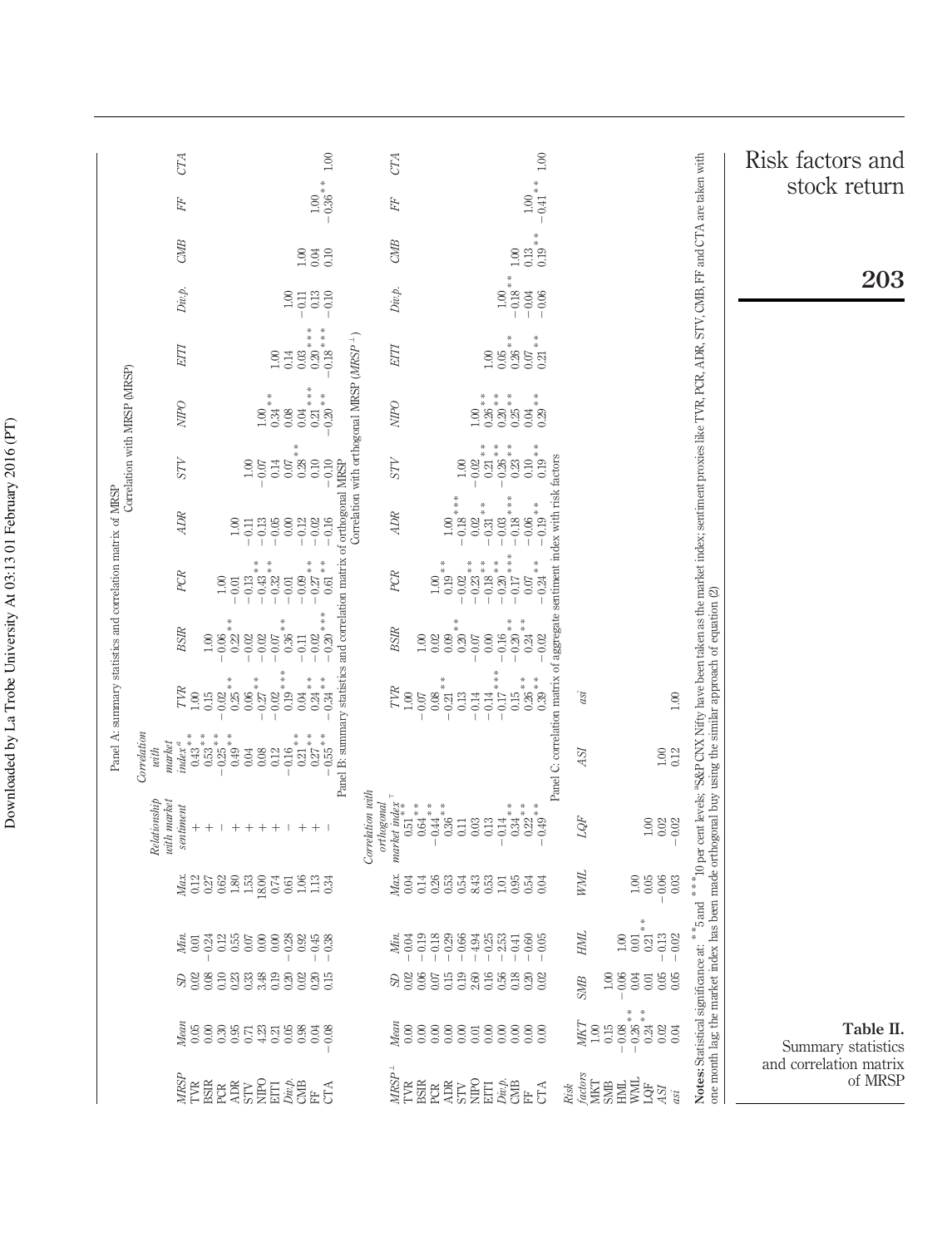**Table II.** Summary statistics and correlation matrix of MRSP

Panel A: summary statistics and correlation matrix of MRSP

| MRSP | Mean | SD | Min. | Max. | Relationship with market sentiment | Correlation with market index[a] | Correlation with MRSP (MRSP) | | | | | | | | | | |
|---|---|---|---|---|---|---|---|---|---|---|---|---|---|---|---|---|---|
| | | | | | | | TVR | BSIR | PCR | ADR | STV | NIPO | EITI | Div.p. | CMB | FF | CTA |
| TVR | 0.05 | 0.02 | 0.01 | 0.12 | + | 0.43** | 1.00 | | | | | | | | | | |
| BSIR | 0.00 | 0.08 | −0.24 | 0.27 | + | 0.53** | 0.15 | 1.00 | | | | | | | | | |
| PCR | 0.30 | 0.10 | 0.12 | 0.62 | − | −0.25** | −0.02** | −0.06** | 1.00 | | | | | | | | |
| ADR | 0.95 | 0.23 | 0.55 | 1.80 | + | 0.49** | 0.25** | 0.22** | −0.01 | 1.00 | | | | | | | |
| STV | 0.71 | 0.33 | 0.07 | 1.53 | + | 0.04 | 0.06** | −0.02 | −0.13 | −0.11 | 1.00 | | | | | | |
| NIPO | 4.23 | 3.48 | 0.00 | 18.00 | + | 0.08 | −0.27** | −0.02 | −0.43** | −0.13 | −0.07 | 1.00** | | | | | |
| EITI | 0.21 | 0.19 | 0.00 | 0.74 | + | 0.12 | −0.02 | −0.07 | −0.32** | −0.05 | 0.14 | 0.34** | 1.00 | | | | |
| Div.p. | 0.05 | 0.20 | −0.28 | 0.61 | − | −0.16 | 0.19*** | 0.36** | −0.01 | 0.00 | 0.07 | 0.08 | 0.14 | 1.00 | | | |
| CMB | 0.98 | 0.02 | 0.92 | 1.06 | + | 0.21** | 0.04** | −0.11 | −0.09** | −0.12 | 0.28** | 0.04*** | 0.03*** | −0.11 | 1.00 | | |
| FF | 0.04 | 0.20 | −0.45 | 1.13 | + | 0.27** | 0.24** | −0.02*** | −0.27** | −0.02 | 0.10 | 0.21*** | 0.20*** | 0.13 | 0.04 | 1.00** | |
| CTA | −0.08 | 0.15 | −0.38 | 0.34 | − | −0.55** | −0.34** | −0.20 | 0.61 | −0.16 | −0.10 | −0.20** | −0.18*** | −0.10 | 0.10 | −0.36** | 1.00 |

Panel B: summary statistics and correlation matrix of orthogonal MRSP

| $MRSP^{\perp}$ | Mean | SD | Min. | Max. | Correlation with orthogonal market index[⊤] | Correlation with orthogonal MRSP ($MRSP^{\perp}$) | | | | | | | | | | |
|---|---|---|---|---|---|---|---|---|---|---|---|---|---|---|---|---|
| | | | | | | TVR | BSIR | PCR | ADR | STV | NIPO | EITI | Div.p. | CMB | FF | CTA |
| TVR | 0.00 | 0.02 | −0.04 | 0.04 | 0.51** | 1.00 | | | | | | | | | | |
| BSIR | 0.00 | 0.06 | −0.19 | 0.14 | 0.64** | −0.07 | 1.00 | | | | | | | | | |
| PCR | 0.00 | 0.07 | −0.18 | 0.26 | −0.44** | 0.08 | 0.02 | 1.00 | | | | | | | | |
| ADR | 0.00 | 0.15 | −0.29 | 0.53 | 0.36** | −0.21** | 0.09 | 0.19** | 1.00 | | | | | | | |
| STV | 0.00 | 0.19 | −0.66 | 0.54 | 0.11 | 0.13 | 0.20** | −0.02 | −0.18*** | 1.00 | | | | | | |
| NIPO | 0.01 | 2.60 | −4.94 | 8.43 | 0.03 | −0.14 | −0.07 | −0.23** | 0.02 | −0.02 | 1.00** | | | | | |
| EITI | 0.00 | 0.16 | −0.25 | 0.53 | 0.13 | −0.14*** | 0.00 | −0.18** | −0.31** | 0.21** | 0.26** | 1.00 | | | | |
| Div.p. | 0.00 | 0.56 | −2.53 | 1.01 | −0.14** | −0.17 | −0.16** | −0.20*** | −0.03 | −0.26** | 0.20** | 0.05 | 1.00** | | | |
| CMB | 0.00 | 0.18 | −0.41 | 0.95 | 0.34** | 0.15 | −0.20** | −0.17 | −0.18*** | 0.23** | 0.25** | 0.26** | −0.18** | 1.00 | | |
| FF | 0.00 | 0.20 | −0.60 | 0.54 | 0.22** | 0.26** | 0.24 | 0.07 | −0.06 | 0.10 | 0.04** | 0.07 | −0.04 | 0.13 | 1.00** | |
| CTA | 0.00 | 0.02 | −0.05 | 0.04 | −0.49** | 0.39** | −0.02 | −0.24 | −0.19** | 0.19** | 0.29** | 0.21** | −0.06 | 0.19** | −0.41** | 1.00 |

Panel C: correlation matrix of aggregate sentiment index with risk factors

| Risk factors | MKT | SMB | HML | WML | LQF | ASI | asi |
|---|---|---|---|---|---|---|---|
| MKT | 1.00 | | | | | | |
| SMB | 0.15 | 1.00 | | | | | |
| HML | −0.08 | −0.06 | 1.00 | | | | |
| WML | −0.26** | 0.04 | 0.01 | 1.00 | | | |
| LQF | 0.24** | 0.01 | 0.21** | 0.05 | 1.00 | | |
| ASI | 0.02 | 0.05 | −0.13 | −0.06 | 0.02 | 1.00 | |
| asi | 0.04 | 0.05 | −0.02 | 0.03 | −0.02 | 0.12 | 1.00 |

**Notes:** Statistical significance at: **5 and ***10 per cent levels; [a]S&P CNX Nifty have been taken as the market index; sentiment proxies like TVR, PCR, ADR, STV, CMB, FF and CTA are taken with one month lag; the market index has been made orthogonal buy using the similar approach of equation (2)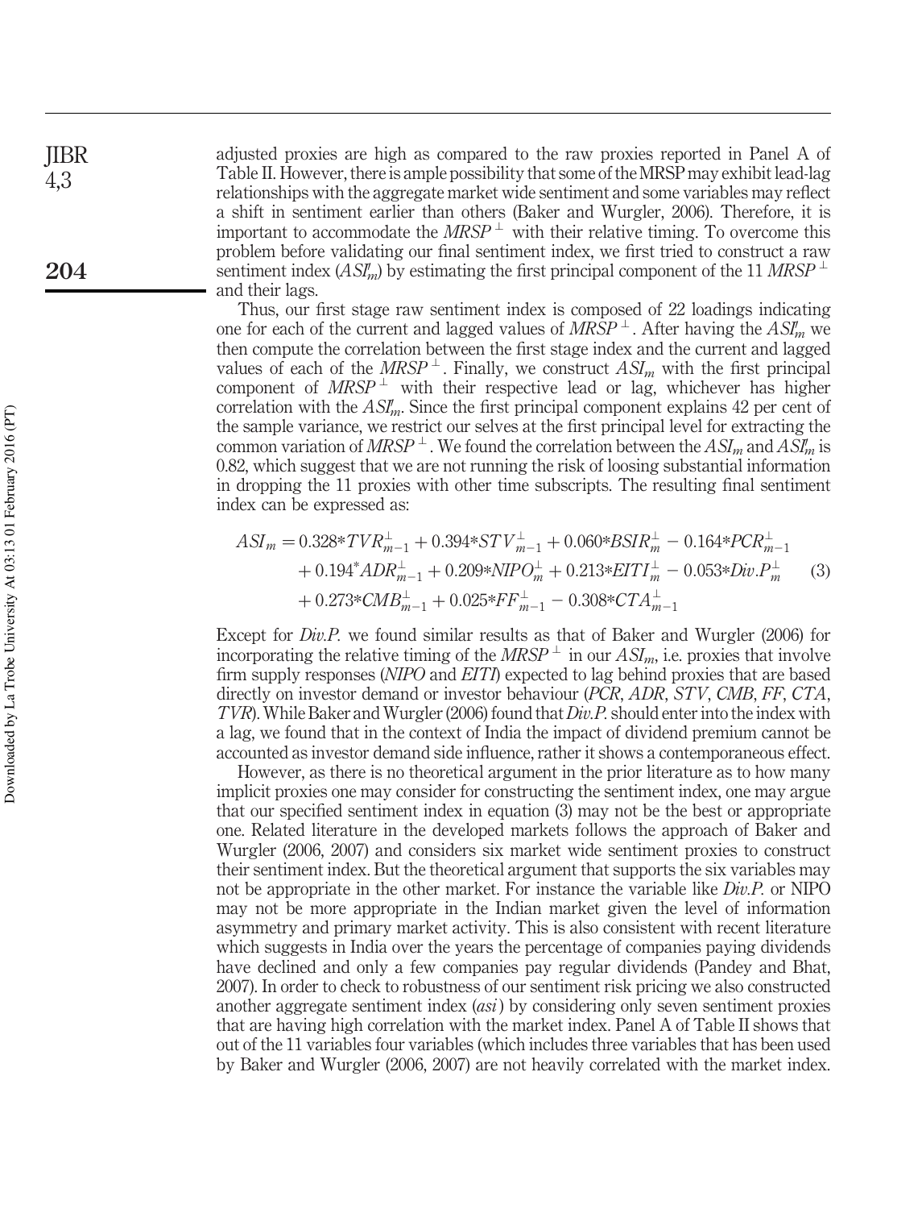adjusted proxies are high as compared to the raw proxies reported in Panel A of Table II. However, there is ample possibility that some of the MRSP may exhibit lead-lag relationships with the aggregate market wide sentiment and some variables may reflect a shift in sentiment earlier than others (Baker and Wurgler, 2006). Therefore, it is important to accommodate the $MRSP^{\perp}$ with their relative timing. To overcome this problem before validating our final sentiment index, we first tried to construct a raw sentiment index ($ASI'_m$) by estimating the first principal component of the 11 $MRSP^{\perp}$ and their lags.

Thus, our first stage raw sentiment index is composed of 22 loadings indicating one for each of the current and lagged values of $MRSP^{\perp}$. After having the $ASI'_m$ we then compute the correlation between the first stage index and the current and lagged values of each of the $MRSP^{\perp}$. Finally, we construct $ASI_m$ with the first principal component of $MRSP^{\perp}$ with their respective lead or lag, whichever has higher correlation with the $ASI'_m$. Since the first principal component explains 42 per cent of the sample variance, we restrict our selves at the first principal level for extracting the common variation of $MRSP^{\perp}$. We found the correlation between the $ASI_m$ and $ASI'_m$ is 0.82, which suggest that we are not running the risk of loosing substantial information in dropping the 11 proxies with other time subscripts. The resulting final sentiment index can be expressed as:

$$
\begin{aligned}
ASI_m = {} & 0.328{*}TVR^{\perp}_{m-1} + 0.394{*}STV^{\perp}_{m-1} + 0.060{*}BSIR^{\perp}_{m} - 0.164{*}PCR^{\perp}_{m-1} \\
& + 0.194{*}ADR^{\perp}_{m-1} + 0.209{*}NIPO^{\perp}_{m} + 0.213{*}EITI^{\perp}_{m} - 0.053{*}Div.P^{\perp}_{m} \\
& + 0.273{*}CMB^{\perp}_{m-1} + 0.025{*}FF^{\perp}_{m-1} - 0.308{*}CTA^{\perp}_{m-1}
\end{aligned} \tag{3}
$$

Except for *Div.P.* we found similar results as that of Baker and Wurgler (2006) for incorporating the relative timing of the $MRSP^{\perp}$ in our $ASI_m$, i.e. proxies that involve firm supply responses (*NIPO* and *EITI*) expected to lag behind proxies that are based directly on investor demand or investor behaviour (*PCR*, *ADR*, *STV*, *CMB*, *FF*, *CTA*, *TVR*). While Baker and Wurgler (2006) found that *Div.P.* should enter into the index with a lag, we found that in the context of India the impact of dividend premium cannot be accounted as investor demand side influence, rather it shows a contemporaneous effect.

However, as there is no theoretical argument in the prior literature as to how many implicit proxies one may consider for constructing the sentiment index, one may argue that our specified sentiment index in equation (3) may not be the best or appropriate one. Related literature in the developed markets follows the approach of Baker and Wurgler (2006, 2007) and considers six market wide sentiment proxies to construct their sentiment index. But the theoretical argument that supports the six variables may not be appropriate in the other market. For instance the variable like *Div.P.* or NIPO may not be more appropriate in the Indian market given the level of information asymmetry and primary market activity. This is also consistent with recent literature which suggests in India over the years the percentage of companies paying dividends have declined and only a few companies pay regular dividends (Pandey and Bhat, 2007). In order to check to robustness of our sentiment risk pricing we also constructed another aggregate sentiment index (*asi*) by considering only seven sentiment proxies that are having high correlation with the market index. Panel A of Table II shows that out of the 11 variables four variables (which includes three variables that has been used by Baker and Wurgler (2006, 2007) are not heavily correlated with the market index.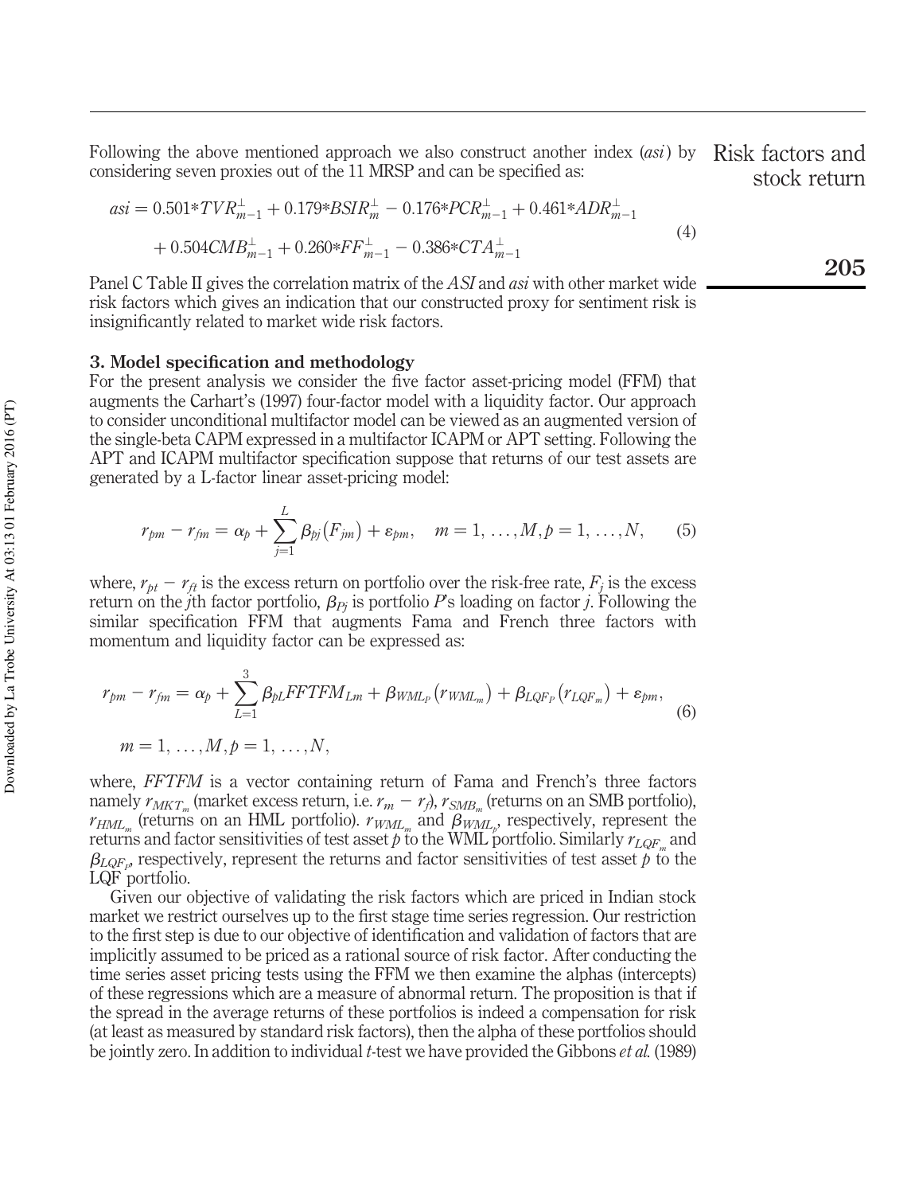Following the above mentioned approach we also construct another index (*asi*) by considering seven proxies out of the 11 MRSP and can be specified as:

$$
\begin{aligned}
asi = {} & 0.501*TVR_{m-1}^{\perp} + 0.179*BSIR_{m}^{\perp} - 0.176*PCR_{m-1}^{\perp} + 0.461*ADR_{m-1}^{\perp} \\
& + 0.504CMB_{m-1}^{\perp} + 0.260*FF_{m-1}^{\perp} - 0.386*CTA_{m-1}^{\perp}
\end{aligned}
\tag{4}
$$

Panel C Table II gives the correlation matrix of the *ASI* and *asi* with other market wide risk factors which gives an indication that our constructed proxy for sentiment risk is insignificantly related to market wide risk factors.

### 3. Model specification and methodology

For the present analysis we consider the five factor asset-pricing model (FFM) that augments the Carhart's (1997) four-factor model with a liquidity factor. Our approach to consider unconditional multifactor model can be viewed as an augmented version of the single-beta CAPM expressed in a multifactor ICAPM or APT setting. Following the APT and ICAPM multifactor specification suppose that returns of our test assets are generated by a L-factor linear asset-pricing model:

$$
r_{pm} - r_{fm} = \alpha_p + \sum_{j=1}^{L} \beta_{pj}(F_{jm}) + \varepsilon_{pm}, \quad m = 1, \ldots, M, p = 1, \ldots, N, \tag{5}
$$

where, $r_{pt} - r_{ft}$ is the excess return on portfolio over the risk-free rate, $F_j$ is the excess return on the $j$th factor portfolio, $\beta_{Pj}$ is portfolio $P$'s loading on factor $j$. Following the similar specification FFM that augments Fama and French three factors with momentum and liquidity factor can be expressed as:

$$
\begin{aligned}
& r_{pm} - r_{fm} = \alpha_p + \sum_{L=1}^{3} \beta_{pL} FFTFM_{Lm} + \beta_{WML_P}(r_{WML_m}) + \beta_{LQF_P}(r_{LQF_m}) + \varepsilon_{pm}, \\
& m = 1, \ldots, M, p = 1, \ldots, N,
\end{aligned}
\tag{6}
$$

where, *FFTFM* is a vector containing return of Fama and French's three factors namely $r_{MKT_m}$ (market excess return, i.e. $r_m - r_f$), $r_{SMB_m}$ (returns on an SMB portfolio), $r_{HML_m}$ (returns on an HML portfolio). $r_{WML_m}$ and $\beta_{WML_p}$, respectively, represent the returns and factor sensitivities of test asset $p$ to the WML portfolio. Similarly $r_{LQF_m}$ and $\beta_{LQF_p}$, respectively, represent the returns and factor sensitivities of test asset $p$ to the LQF portfolio.

Given our objective of validating the risk factors which are priced in Indian stock market we restrict ourselves up to the first stage time series regression. Our restriction to the first step is due to our objective of identification and validation of factors that are implicitly assumed to be priced as a rational source of risk factor. After conducting the time series asset pricing tests using the FFM we then examine the alphas (intercepts) of these regressions which are a measure of abnormal return. The proposition is that if the spread in the average returns of these portfolios is indeed a compensation for risk (at least as measured by standard risk factors), then the alpha of these portfolios should be jointly zero. In addition to individual $t$-test we have provided the Gibbons *et al.* (1989)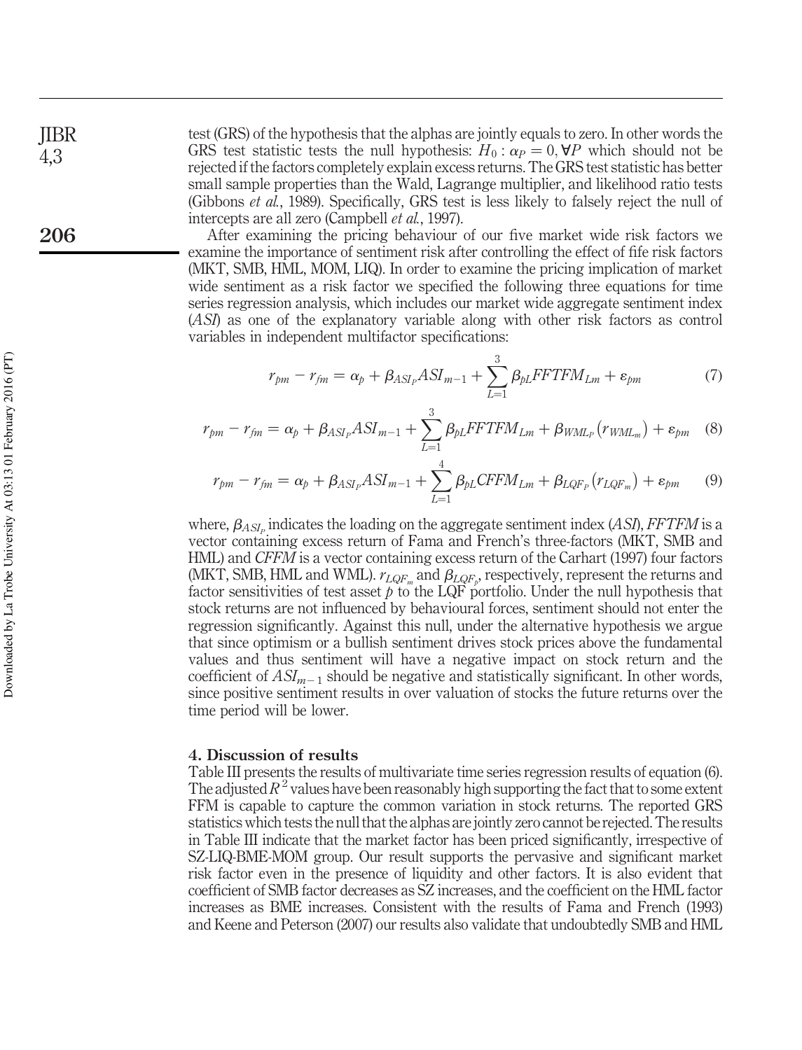test (GRS) of the hypothesis that the alphas are jointly equals to zero. In other words the GRS test statistic tests the null hypothesis: $H_0 : \alpha_P = 0, \forall P$ which should not be rejected if the factors completely explain excess returns. The GRS test statistic has better small sample properties than the Wald, Lagrange multiplier, and likelihood ratio tests (Gibbons *et al.*, 1989). Specifically, GRS test is less likely to falsely reject the null of intercepts are all zero (Campbell *et al.*, 1997).

After examining the pricing behaviour of our five market wide risk factors we examine the importance of sentiment risk after controlling the effect of fife risk factors (MKT, SMB, HML, MOM, LIQ). In order to examine the pricing implication of market wide sentiment as a risk factor we specified the following three equations for time series regression analysis, which includes our market wide aggregate sentiment index (*ASI*) as one of the explanatory variable along with other risk factors as control variables in independent multifactor specifications:

$$r_{pm} - r_{fm} = \alpha_p + \beta_{ASI_P} ASI_{m-1} + \sum_{L=1}^{3} \beta_{pL} FFTFM_{Lm} + \varepsilon_{pm} \tag{7}$$

$$r_{pm} - r_{fm} = \alpha_p + \beta_{ASI_P} ASI_{m-1} + \sum_{L=1}^{3} \beta_{pL} FFTFM_{Lm} + \beta_{WML_P} \left( r_{WML_m} \right) + \varepsilon_{pm} \tag{8}$$

$$r_{pm} - r_{fm} = \alpha_p + \beta_{ASI_P} ASI_{m-1} + \sum_{L=1}^{4} \beta_{pL} CFFM_{Lm} + \beta_{LQF_P} \left( r_{LQF_m} \right) + \varepsilon_{pm} \tag{9}$$

where, $\beta_{ASI_P}$ indicates the loading on the aggregate sentiment index (*ASI*), *FFTFM* is a vector containing excess return of Fama and French's three-factors (MKT, SMB and HML) and *CFFM* is a vector containing excess return of the Carhart (1997) four factors (MKT, SMB, HML and WML). $r_{LQF_m}$ and $\beta_{LQF_p}$, respectively, represent the returns and factor sensitivities of test asset $p$ to the LQF portfolio. Under the null hypothesis that stock returns are not influenced by behavioural forces, sentiment should not enter the regression significantly. Against this null, under the alternative hypothesis we argue that since optimism or a bullish sentiment drives stock prices above the fundamental values and thus sentiment will have a negative impact on stock return and the coefficient of $ASI_{m-1}$ should be negative and statistically significant. In other words, since positive sentiment results in over valuation of stocks the future returns over the time period will be lower.

## 4. Discussion of results

Table III presents the results of multivariate time series regression results of equation (6). The adjusted $R^2$ values have been reasonably high supporting the fact that to some extent FFM is capable to capture the common variation in stock returns. The reported GRS statistics which tests the null that the alphas are jointly zero cannot be rejected. The results in Table III indicate that the market factor has been priced significantly, irrespective of SZ-LIQ-BME-MOM group. Our result supports the pervasive and significant market risk factor even in the presence of liquidity and other factors. It is also evident that coefficient of SMB factor decreases as SZ increases, and the coefficient on the HML factor increases as BME increases. Consistent with the results of Fama and French (1993) and Keene and Peterson (2007) our results also validate that undoubtedly SMB and HML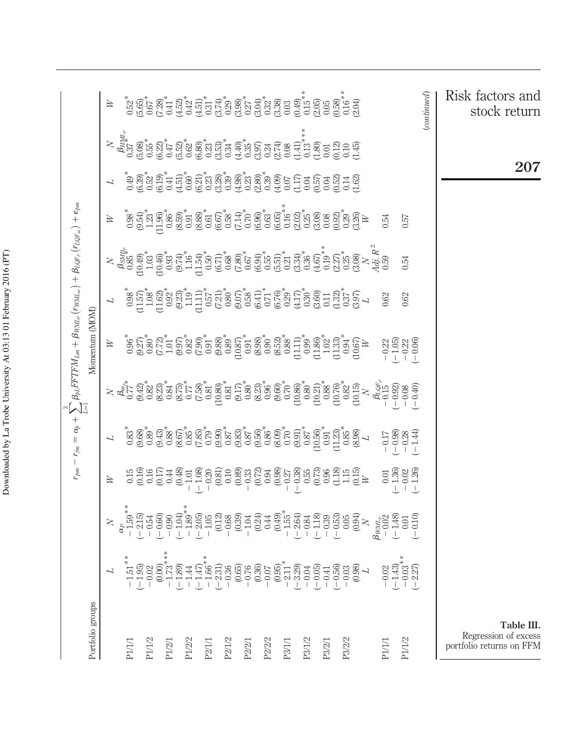**Table III.** Regression of excess portfolio returns on FFM

$$r_{pm} - r_{fm} = \alpha_p + \sum_{L=1}^{3} \beta_{pL} FFTFM_{Lm} + \beta_{WML_p}(r_{WML_m}) + \beta_{LQF_p}(r_{LQF_m}) + \varepsilon_{pm}$$

Momentum (MOM)

| Portfolio groups | L | N | W | L | N | W | L | N | W | L | N | W |
|---|---|---|---|---|---|---|---|---|---|---|---|---|
| | $\alpha_p$ | | | $\beta_{m_p}$ | | | $\beta_{SMB_p}$ | | | $\beta_{HML_p}$ | | |
| P1/1/1 | −1.51** | −1.59** | 0.15 | 0.83* | 0.77* | 0.96* | 0.98* | 0.85* | 0.98* | 0.49* | 0.37* | 0.52* |
| | (−1.95) | (−2.15) | (0.16) | (9.68) | (9.42) | (9.27) | (11.57) | (10.49) | (9.54) | (6.39) | (5.08) | (5.65) |
| P1/1/2 | −0.02 | −0.54 | 0.16 | 0.89* | 0.82* | 0.80* | 1.08* | 1.03* | 1.23* | 0.52* | 0.55* | 0.67* |
| | (0.00) | (−0.60) | (0.17) | (9.43) | (8.23) | (7.72) | (11.62) | (10.46) | (11.96) | (6.19) | (6.22) | (7.28) |
| P1/2/1 | −1.73*** | −0.90 | 0.44 | 0.88* | 0.84* | 1.01* | 0.92* | 0.93* | 0.86* | 0.41* | 0.47* | 0.41* |
| | (−1.89) | (−1.04) | (0.48) | (8.67) | (8.75) | (9.97) | (9.23) | (9.74) | (8.59) | (4.51) | (5.52) | (4.52) |
| P1/2/2 | −1.44 | −1.89** | −1.01 | 0.85* | 0.77* | 0.82* | 1.19* | 1.16* | 0.91* | 0.60* | 0.62* | 0.42* |
| | (−1.47) | (−2.05) | (−1.08) | (7.85) | (7.58) | (7.90) | (11.11) | (11.54) | (8.88) | (6.21) | (6.80) | (4.51) |
| P2/1/1 | −1.66** | −1.05 | −0.20 | 0.79* | 0.81* | 0.91* | 0.57* | 0.50* | 0.61* | 0.23* | 0.23* | 0.31* |
| | (−2.31) | (0.12) | (0.81) | (9.90) | (10.80) | (9.88) | (7.21) | (6.71) | (6.67) | (3.28) | (3.53) | (3.74) |
| P2/1/2 | −0.36 | −0.68 | 0.10 | 0.87* | 0.81* | 0.89* | 0.80* | 0.68* | 0.58* | 0.39* | 0.34* | 0.29* |
| | (0.65) | (0.39) | (0.89) | (9.83) | (9.17) | (10.87) | (9.07) | (7.80) | (7.14) | (4.98) | (4.40) | (3.98) |
| P2/2/1 | −0.76 | −1.04 | −0.33 | 0.87* | 0.80* | 0.91* | 0.58* | 0.67* | 0.70* | 0.23* | 0.35* | 0.27* |
| | (0.36) | (0.24) | (0.72) | (9.56) | (8.23) | (8.98) | (6.41) | (6.94) | (6.96) | (2.80) | (3.97) | (3.04) |
| P2/2/2 | −0.07 | 0.44 | 0.94 | 0.86* | 0.96* | 0.90* | 0.71* | 0.55* | 0.63* | 0.39* | 0.24 | 0.32* |
| | (0.95) | (0.49) | (0.98) | (8.09) | (9.60) | (8.52) | (6.76) | (5.51) | (6.05) | (4.09) | (2.74) | (3.38) |
| P3/1/1 | −2.11* | −1.55* | −0.27 | 0.70* | 0.70* | 0.88* | 0.29* | 0.21* | 0.16** | 0.07 | 0.08 | 0.03 |
| | (−3.29) | (−2.64) | (−0.38) | (9.91) | (10.86) | (11.11) | (4.17) | (3.34) | (2.02) | (1.17) | (1.41) | (0.49) |
| P3/1/2 | −0.04 | −0.84 | 0.55 | 0.87* | 0.80* | 0.99* | 0.30* | 0.36* | 0.25* | 0.04 | 0.13*** | 0.15** |
| | (−0.05) | (−1.18) | (0.73) | (10.56) | (10.21) | (11.86) | (3.60) | (4.67) | (3.08) | (0.57) | (1.80) | (2.05) |
| P3/2/1 | −0.41 | −0.39 | 0.96 | 0.91* | 0.88* | 1.02* | 0.11 | 0.19** | 0.08 | 0.04 | 0.01 | 0.05 |
| | (−0.56) | (−0.53) | (1.18) | (11.23) | (10.76) | (11.33) | (1.32) | (2.27) | (0.92) | (0.52) | (0.12) | (0.58) |
| P3/2/2 | −0.03 | 0.05 | 1.15 | 0.85* | 0.82* | 0.94* | 0.37* | 0.25* | 0.29* | 0.14 | 0.10 | 0.16** |
| | (0.98) | (0.94) | (0.15) | (8.98) | (10.15) | (10.67) | (3.97) | (3.08) | (3.26) | (1.62) | (1.45) | (2.04) |
| | L | N | W | L | N | W | L | N | W | | | |
| | $\beta_{WML_p}$ | | | $\beta_{LQF_p}$ | | | $Adj.\ R^2$ | | | | | |
| P1/1/1 | −0.02 | −0.02 | 0.01 | −0.17 | −0.15 | −0.22 | 0.62 | 0.59 | 0.54 | | | |
| | (−1.43) | (−1.48) | (−1.36) | (−0.98) | (−0.92) | (−1.05) | | | | | | |
| P1/1/2 | −0.03** | 0.01 | −0.02 | −0.28 | −0.08 | −0.22 | 0.62 | 0.54 | 0.57 | | | |
| | (−2.27) | (−0.10) | (−1.26) | (−1.44) | (−0.40) | (−0.06) | | | | | | |

(continued)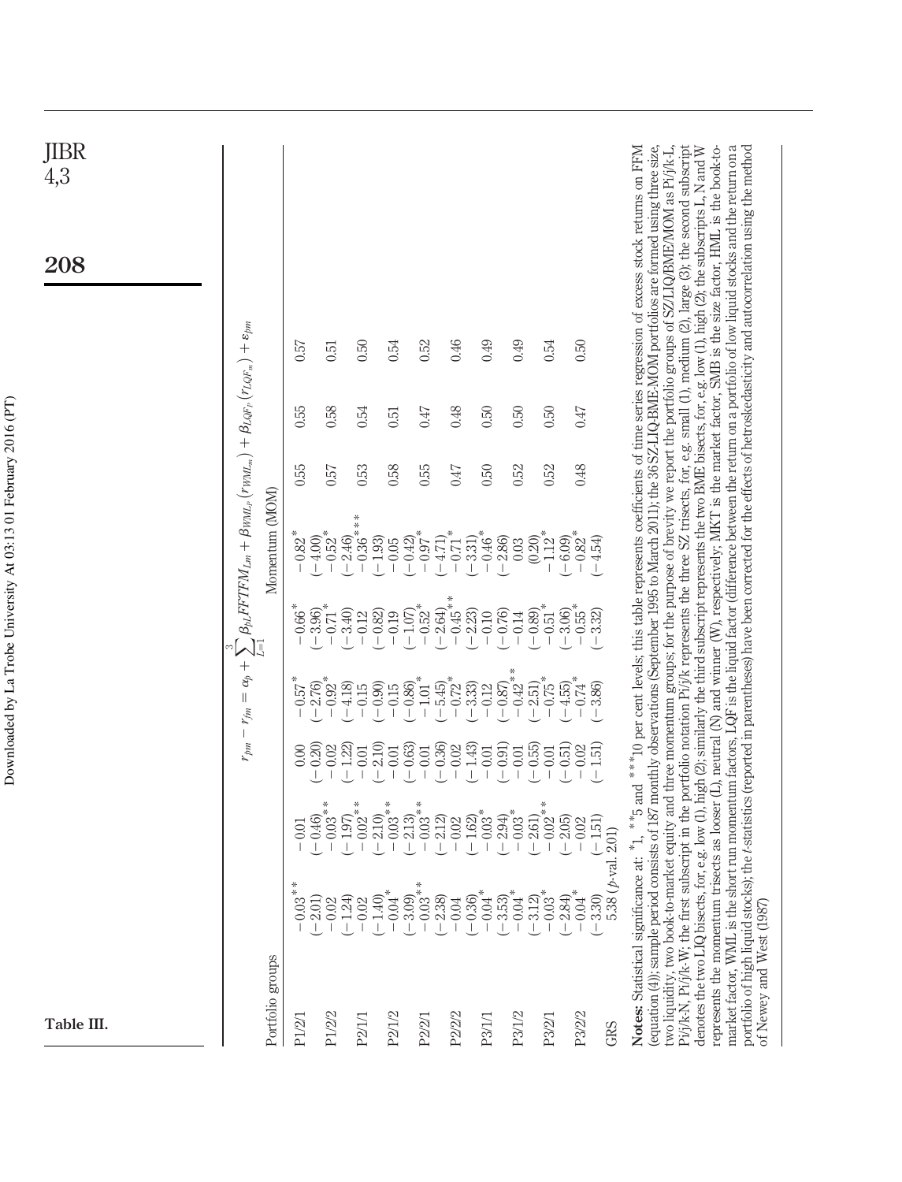**Table III.**

$$r_{pm} - r_{fm} = \alpha_p + \sum_{L=1}^{3} \beta_{pL} FFTFM_{Lm} + \beta_{WML_p}(r_{WML_m}) + \beta_{LQF_p}(r_{LQF_m}) + \varepsilon_{pm}$$

| Portfolio groups | | | | Momentum (MOM) | | | | | |
|---|---|---|---|---|---|---|---|---|---|
| P1/2/1 | −0.03** | −0.01 | 0.00 | −0.57* | −0.66* | −0.82* | 0.55 | 0.55 | 0.57 |
| | (−2.01) | (−0.46) | (−0.20) | (−2.76) | (−3.96) | (−4.00) | | | |
| P1/2/2 | −0.02 | −0.03** | −0.02 | −0.92* | −0.71* | −0.52* | 0.57 | 0.58 | 0.51 |
| | (−1.24) | (−1.97) | (−1.22) | (−4.18) | (−3.40) | (−2.46) | | | |
| P2/1/1 | −0.02 | −0.02** | −0.01 | −0.15 | −0.12 | −0.36*** | 0.53 | 0.54 | 0.50 |
| | (−1.40) | (−2.10) | (−2.10) | (−0.90) | (−0.82) | (−1.93) | | | |
| P2/1/2 | −0.04* | −0.03** | −0.01 | −0.15 | −0.19 | −0.05 | 0.58 | 0.51 | 0.54 |
| | (−3.09) | (−2.13) | (−0.63) | (−0.86) | (−1.07) | (−0.42) | | | |
| P2/2/1 | −0.03** | −0.03** | −0.01 | −1.01* | −0.52* | −0.97* | 0.55 | 0.47 | 0.52 |
| | (−2.38) | (−2.12) | (−0.36) | (−5.45) | (−2.64) | (−4.71) | | | |
| P2/2/2 | −0.04 | −0.02 | −0.02 | −0.72* | −0.45** | −0.71* | 0.47 | 0.48 | 0.46 |
| | (−0.36) | (−1.62) | (−1.43) | (−3.33) | (−2.23) | (−3.31) | | | |
| P3/1/1 | −0.04* | −0.03* | −0.01 | −0.12 | −0.10 | −0.46* | 0.50 | 0.50 | 0.49 |
| | (−3.53) | (−2.94) | (−0.91) | (−0.87) | (−0.76) | (−2.86) | | | |
| P3/1/2 | −0.04* | −0.03* | −0.01 | −0.42** | −0.14 | 0.03 | 0.52 | 0.50 | 0.49 |
| | (−3.12) | (−2.61) | (−0.55) | (−2.51) | (−0.89) | (0.20) | | | |
| P3/2/1 | −0.03* | −0.02** | −0.01 | −0.75* | −0.51* | −1.12* | 0.52 | 0.50 | 0.54 |
| | (−2.84) | (−2.05) | (−0.51) | (−4.55) | (−3.06) | (−6.09) | | | |
| P3/2/2 | −0.04* | −0.02 | −0.02 | −0.74* | −0.55* | −0.82* | 0.48 | 0.47 | 0.50 |
| | (−3.30) | (−1.51) | (−1.51) | (−3.86) | (−3.32) | (−4.54) | | | |
| GRS | 5.38 (p-val. 2.01) | | | | | | | | |

**Notes:** Statistical significance at: *1, **5 and ***10 per cent levels; this table represents coefficients of time series regression of excess stock returns on FFM (equation (4)); sample period consists of 187 monthly observations (September 1995 to March 2011); the 36 SZ-LIQ-BME-MOM portfolios are formed using three size, two liquidity, two book-to-market equity and three momentum groups; for the purpose of brevity we report the portfolio groups of SZ/LIQ/BME/MOM as Pi/j/k-L, Pi/j/k-N, Pi/j/k-W; the first subscript in the portfolio notation Pi/j/k represents the three SZ trisects, for, e.g. small (1), medium (2), large (3); the second subscript denotes the two LIQ bisects, for, e.g. low (1), high (2); similarly the third subscript represents the two BME bisects, for, e.g. low (1), high (2); the subscripts L, N and W represents the momentum trisects as looser (L), neutral (N) and winner (W), respectively; MKT is the market factor, SMB is the size factor, HML is the book-to-market factor, WML is the short run momentum factors, LQF is the liquid factor (difference between the return on a portfolio of low liquid stocks and the return on a portfolio of high liquid stocks); the *t*-statistics (reported in parentheses) have been corrected for the effects of hetroskedasticity and autocorrelation using the method of Newey and West (1987)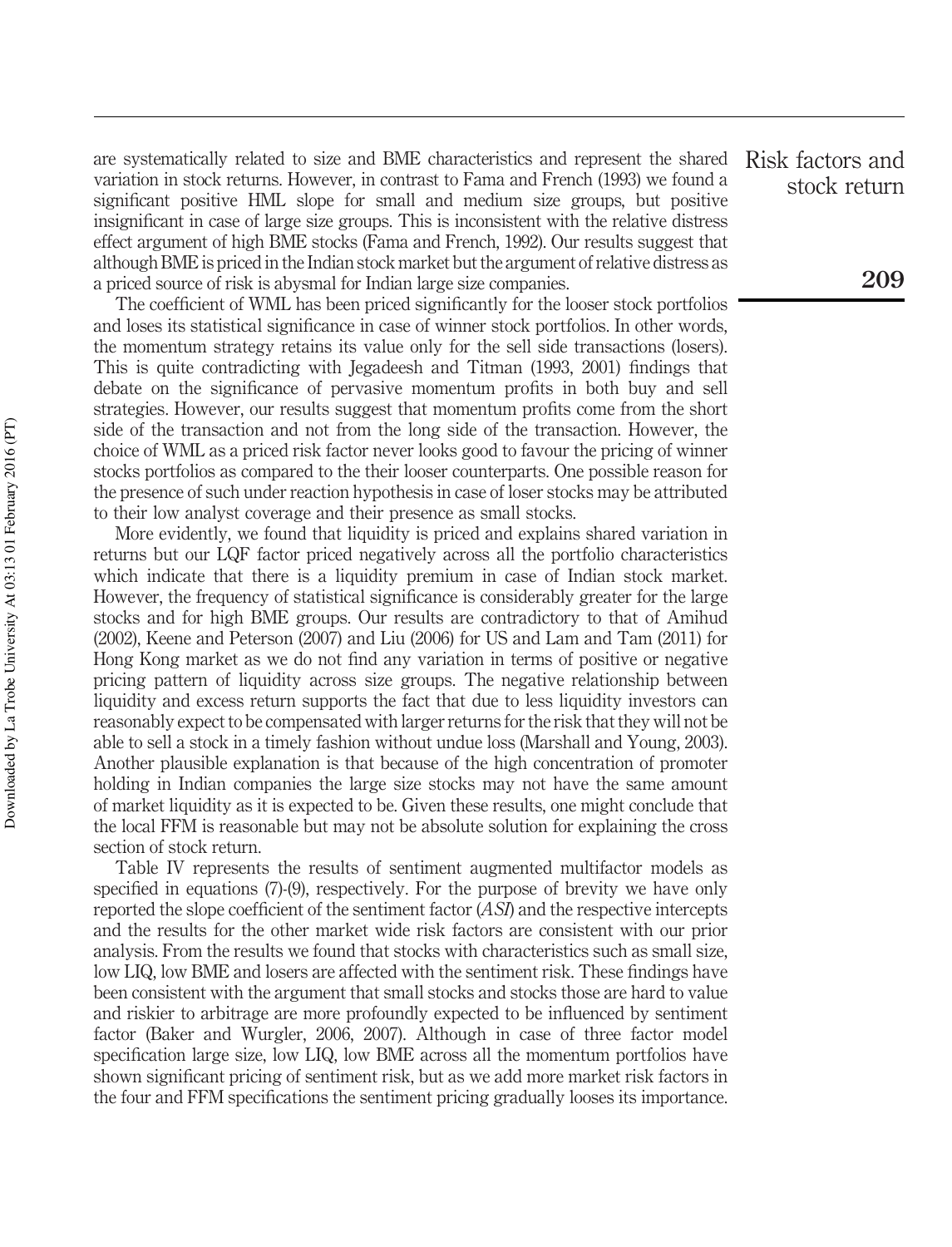are systematically related to size and BME characteristics and represent the shared variation in stock returns. However, in contrast to Fama and French (1993) we found a significant positive HML slope for small and medium size groups, but positive insignificant in case of large size groups. This is inconsistent with the relative distress effect argument of high BME stocks (Fama and French, 1992). Our results suggest that although BME is priced in the Indian stock market but the argument of relative distress as a priced source of risk is abysmal for Indian large size companies.

The coefficient of WML has been priced significantly for the looser stock portfolios and loses its statistical significance in case of winner stock portfolios. In other words, the momentum strategy retains its value only for the sell side transactions (losers). This is quite contradicting with Jegadeesh and Titman (1993, 2001) findings that debate on the significance of pervasive momentum profits in both buy and sell strategies. However, our results suggest that momentum profits come from the short side of the transaction and not from the long side of the transaction. However, the choice of WML as a priced risk factor never looks good to favour the pricing of winner stocks portfolios as compared to the their looser counterparts. One possible reason for the presence of such under reaction hypothesis in case of loser stocks may be attributed to their low analyst coverage and their presence as small stocks.

More evidently, we found that liquidity is priced and explains shared variation in returns but our LQF factor priced negatively across all the portfolio characteristics which indicate that there is a liquidity premium in case of Indian stock market. However, the frequency of statistical significance is considerably greater for the large stocks and for high BME groups. Our results are contradictory to that of Amihud (2002), Keene and Peterson (2007) and Liu (2006) for US and Lam and Tam (2011) for Hong Kong market as we do not find any variation in terms of positive or negative pricing pattern of liquidity across size groups. The negative relationship between liquidity and excess return supports the fact that due to less liquidity investors can reasonably expect to be compensated with larger returns for the risk that they will not be able to sell a stock in a timely fashion without undue loss (Marshall and Young, 2003). Another plausible explanation is that because of the high concentration of promoter holding in Indian companies the large size stocks may not have the same amount of market liquidity as it is expected to be. Given these results, one might conclude that the local FFM is reasonable but may not be absolute solution for explaining the cross section of stock return.

Table IV represents the results of sentiment augmented multifactor models as specified in equations (7)-(9), respectively. For the purpose of brevity we have only reported the slope coefficient of the sentiment factor (*ASI*) and the respective intercepts and the results for the other market wide risk factors are consistent with our prior analysis. From the results we found that stocks with characteristics such as small size, low LIQ, low BME and losers are affected with the sentiment risk. These findings have been consistent with the argument that small stocks and stocks those are hard to value and riskier to arbitrage are more profoundly expected to be influenced by sentiment factor (Baker and Wurgler, 2006, 2007). Although in case of three factor model specification large size, low LIQ, low BME across all the momentum portfolios have shown significant pricing of sentiment risk, but as we add more market risk factors in the four and FFM specifications the sentiment pricing gradually looses its importance.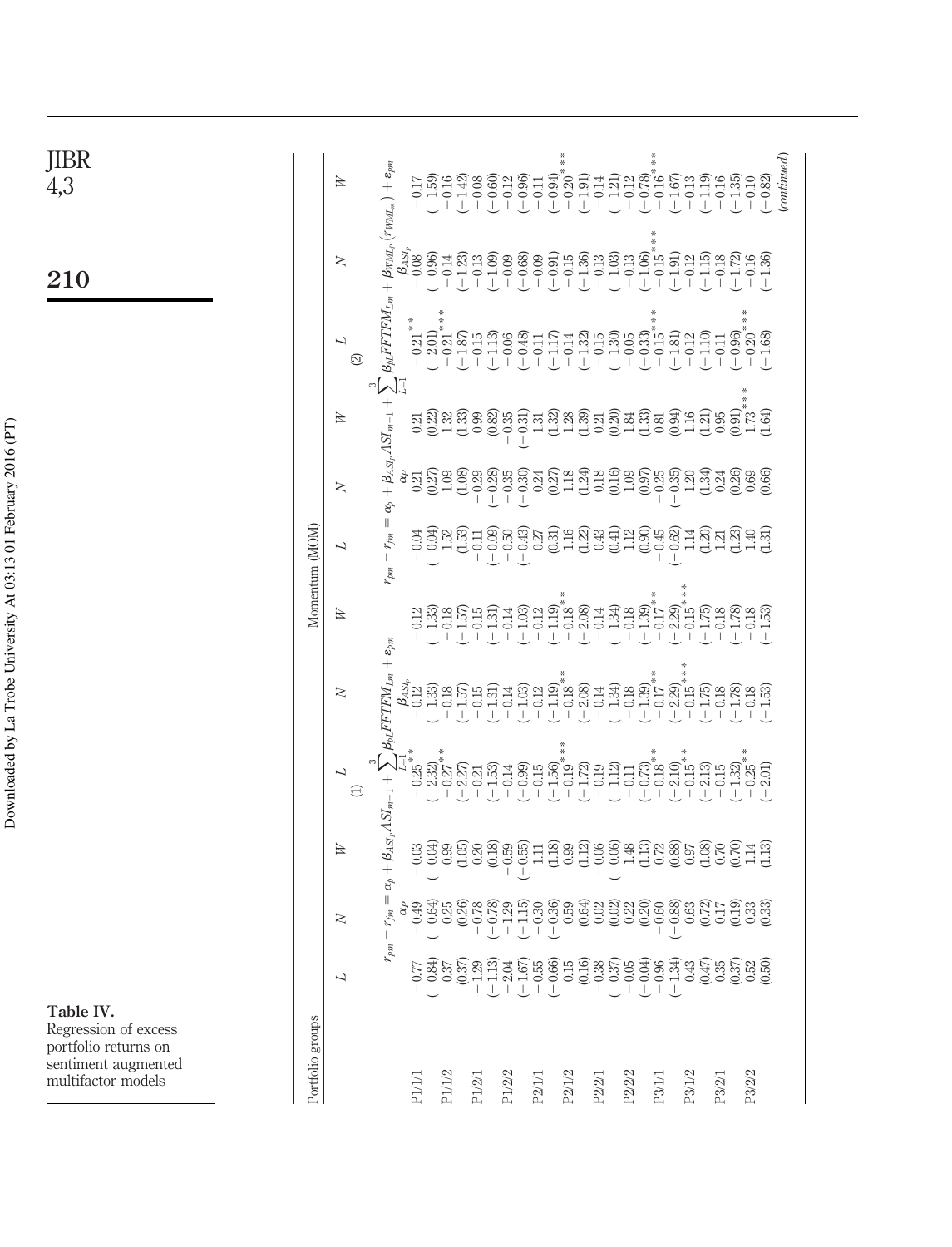**Table IV.** Regression of excess portfolio returns on sentiment augmented multifactor models

| Portfolio groups | Momentum (MOM) | | | | | | | | | | | |
|---|---|---|---|---|---|---|---|---|---|---|---|---|
| | (1) | | | | | | (2) | | | | | |
| | $r_{pm} - r_{fm} = \alpha_p + \beta_{ASI_p} ASI_{m-1} + \sum_{L=1}^{3} \beta_{pL} FFTFM_{Lm} + \varepsilon_{pm}$ | | | | | | $r_{pm} - r_{fm} = \alpha_p + \beta_{ASI_p} ASI_{m-1} + \sum_{L=1}^{3} \beta_{pL} FFTFM_{Lm} + \beta_{WML_p}(r_{WML_m}) + \varepsilon_{pm}$ | | | | | |
| | $\alpha_P$ | | | $\beta_{ASI_p}$ | | | $\alpha_P$ | | | $\beta_{ASI_p}$ | | |
| | L | N | W | L | N | W | L | N | W | L | N | W |
| P1/1/1 | −0.77 | −0.49 | −0.03 | −0.25** | −0.12 | −0.12 | −0.04 | 0.21 | 0.21 | −0.21** | −0.08 | −0.17 |
| | (−0.84) | (−0.64) | (−0.04) | (−2.32) | (−1.33) | (−1.33) | (−0.04) | (0.27) | (0.22) | (−2.01) | (−0.96) | (−1.59) |
| P1/1/2 | 0.37 | 0.25 | 0.99 | −0.27** | −0.18 | −0.18 | 1.52 | 1.09 | 1.32 | −0.21*** | −0.14 | −0.16 |
| | (0.37) | (0.26) | (1.05) | (−2.27) | (−1.57) | (−1.57) | (1.53) | (1.08) | (1.33) | (−1.87) | (−1.23) | (−1.42) |
| P1/2/1 | −1.29 | −0.78 | 0.20 | −0.21 | −0.15 | −0.15 | −0.11 | −0.29 | 0.99 | −0.15 | −0.13 | −0.08 |
| | (−1.13) | (−0.78) | (0.18) | (−1.53) | (−1.31) | (−1.31) | (−0.09) | (−0.28) | (0.82) | (−1.13) | (−1.09) | (−0.60) |
| P1/2/2 | −2.04 | −1.29 | −0.59 | −0.14 | −0.14 | −0.14 | −0.50 | −0.35 | −0.35 | −0.06 | −0.09 | −0.12 |
| | (−1.67) | (−1.15) | (−0.55) | (−0.99) | (−1.03) | (−1.03) | (−0.43) | (−0.30) | (−0.31) | (−0.48) | (−0.68) | (−0.96) |
| P2/1/1 | −0.55 | −0.30 | 1.11 | −0.15 | −0.12 | −0.12 | 0.27 | 0.24 | 1.31 | −0.11 | −0.09 | −0.11 |
| | (−0.66) | (−0.36) | (1.18) | (−1.56) | (−1.19) | (−1.19) | (0.31) | (0.27) | (1.32) | (−1.17) | (−0.91) | (−0.94) |
| P2/1/2 | 0.15 | 0.59 | 0.99 | −0.19*** | −0.18** | −0.18** | 1.16 | 1.18 | 1.28 | −0.14 | −0.15 | −0.20*** |
| | (0.16) | (0.64) | (1.12) | (−1.72) | (−2.08) | (−2.08) | (1.22) | (1.24) | (1.39) | (−1.32) | (−1.36) | (−1.91) |
| P2/2/1 | −0.38 | 0.02 | −0.06 | −0.19 | −0.14 | −0.14 | 0.43 | 0.18 | 0.21 | −0.15 | −0.13 | −0.14 |
| | (−0.37) | (0.02) | (−0.06) | (−1.12) | (−1.34) | (−1.34) | (0.41) | (0.16) | (0.20) | (−1.30) | (−1.03) | (−1.21) |
| P2/2/2 | −0.05 | 0.22 | 1.48 | −0.11 | −0.18 | −0.18 | 1.12 | 1.09 | 1.84 | −0.05 | −0.13 | −0.12 |
| | (−0.04) | (0.20) | (1.13) | (−0.73) | (−1.39) | (−1.39) | (0.90) | (0.97) | (1.33) | (−0.33) | (−1.06) | (−0.78) |
| P3/1/1 | −0.96 | −0.60 | 0.72 | −0.18** | −0.17** | −0.17** | −0.45 | −0.25 | 0.81 | −0.15*** | −0.15*** | −0.16*** |
| | (−1.34) | (−0.88) | (0.88) | (−2.10) | (−2.29) | (−2.29) | (−0.62) | (−0.35) | (0.94) | (−1.81) | (−1.91) | (−1.67) |
| P3/1/2 | 0.43 | 0.63 | 0.97 | −0.15** | −0.15*** | −0.15*** | 1.14 | 1.20 | 1.16 | −0.12 | −0.12 | −0.13 |
| | (0.47) | (0.72) | (1.08) | (−2.13) | (−1.75) | (−1.75) | (1.20) | (1.34) | (1.21) | (−1.10) | (−1.15) | (−1.19) |
| P3/2/1 | 0.35 | 0.17 | 0.70 | −0.15 | −0.18 | −0.18 | 1.21 | 0.24 | 0.95 | −0.11 | −0.18 | −0.16 |
| | (0.37) | (0.19) | (0.70) | (−1.32) | (−1.78) | (−1.78) | (1.23) | (0.26) | (0.91) | (−0.96) | (−1.72) | (−1.35) |
| P3/2/2 | 0.52 | 0.33 | 1.14 | −0.25** | −0.18 | −0.18 | 1.40 | 0.69 | 1.73*** | −0.20*** | −0.16 | −0.10 |
| | (0.50) | (0.33) | (1.13) | (−2.01) | (−1.53) | (−1.53) | (1.31) | (0.66) | (1.64) | (−1.68) | (−1.36) | (−0.82) |

(*continued*)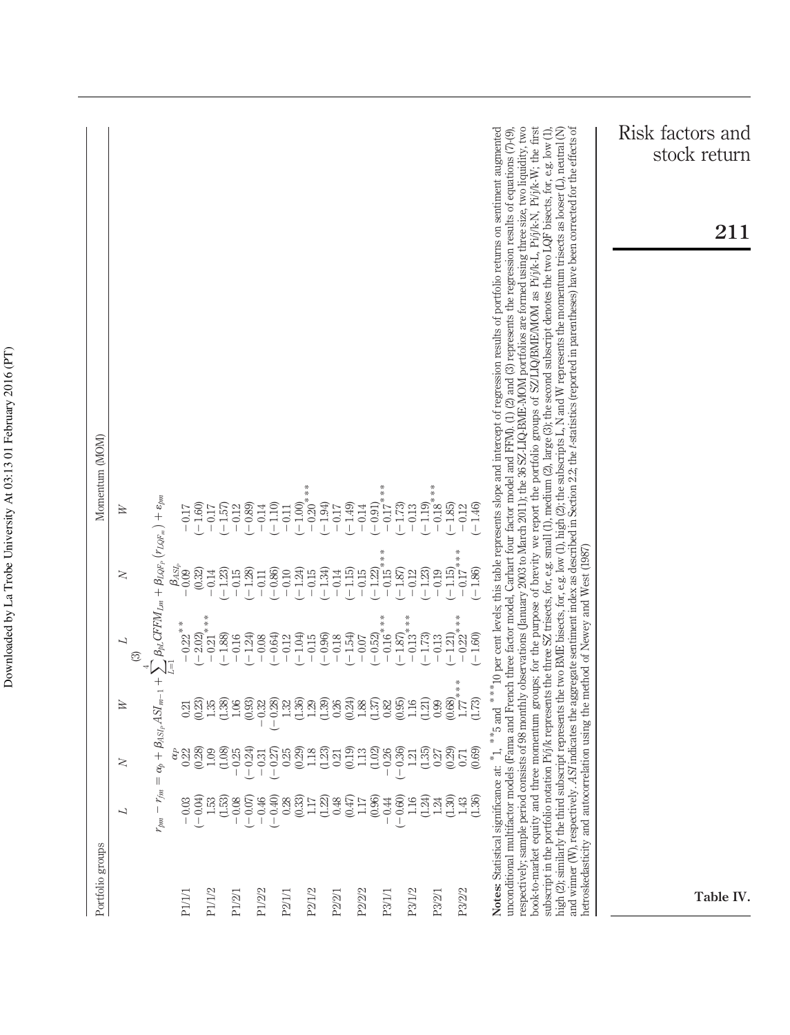**Table IV.**

| Portfolio groups | Momentum (MOM) | | | | | |
|---|---|---|---|---|---|---|
| | L | N | W | L | N | W |
| | (3) $r_{pm} - r_{fm} = \alpha_p + \beta_{ASI_p} ASI_{m-1} + \sum_{L=1}^{4} \beta_{pL} CFFM_{Lm} + \beta_{LQF_p}(r_{LQF_m}) + \varepsilon_{pm}$ | | | | | |
| | $\alpha_P$ | | | $\beta_{ASI_P}$ | | |
| P1/1/1 | −0.03 | 0.22 | 0.21 | −0.22** | 0.09 | −0.17 |
| | (−0.04) | (0.28) | (0.23) | (−2.02) | (0.32) | (−1.60) |
| P1/1/2 | 1.53 | 1.09 | 1.35 | −0.21*** | −0.14 | −0.17 |
| | (1.53) | (1.08) | (1.38) | (−1.88) | (−1.23) | (−1.57) |
| P1/2/1 | −0.08 | −0.25 | 1.06 | −0.16 | −0.15 | −0.12 |
| | (−0.07) | (−0.24) | (0.93) | (−1.24) | (−1.28) | (−0.89) |
| P1/2/2 | −0.46 | −0.31 | −0.32 | −0.08 | −0.11 | −0.14 |
| | (−0.40) | (−0.27) | (−0.28) | (−0.64) | (−0.86) | (−1.10) |
| P2/1/1 | 0.28 | 0.25 | 1.32 | −0.12 | −0.10 | −0.11 |
| | (0.33) | (0.29) | (1.36) | (−1.04) | (−1.24) | (−1.00) |
| P2/1/2 | 1.17 | 1.18 | 1.29 | −0.15 | −0.15 | −0.20*** |
| | (1.22) | (1.23) | (1.39) | (−0.96) | (−1.34) | (−1.94) |
| P2/2/1 | 0.48 | 0.21 | 0.26 | −0.18 | −0.14 | −0.17 |
| | (0.47) | (0.19) | (0.24) | (−1.54) | (−1.15) | (−1.49) |
| P2/2/2 | 1.17 | 1.13 | 1.88 | −0.07 | −0.15 | −0.14 |
| | (0.96) | (1.02) | (1.37) | (−0.52) | (−1.22) | (−0.91) |
| P3/1/1 | −0.44 | −0.26 | 0.82 | −0.16*** | −0.15*** | −0.17*** |
| | (−0.60) | (−0.36) | (0.95) | (−1.87) | (−1.87) | (−1.73) |
| P3/1/2 | 1.16 | 1.21 | 1.16 | −0.13*** | −0.12 | −0.13 |
| | (1.24) | (1.35) | (1.21) | (−1.73) | (−1.23) | (−1.19) |
| P3/2/1 | 1.24 | 0.27 | 0.99 | −0.13 | −0.19 | −0.18*** |
| | (1.30) | (0.29) | (0.68) | (−1.21) | (−1.15) | (−1.85) |
| P3/2/2 | 1.43 | 0.71 | 1.77*** | −0.22*** | −0.17*** | −0.12 |
| | (1.36) | (0.69) | (1.73) | (−1.60) | (−1.86) | (−1.46) |

**Notes:** Statistical significance at: *1, **5 and ***10 per cent levels; this table represents slope and intercept of regression results of portfolio returns on sentiment augmented unconditional multifactor models (Fama and French three factor model, Carhart four factor model and FFM). (1) (2) and (3) represents the regression results of equations (7)-(9), respectively; sample period consists of 98 monthly observations (January 2003 to March 2011); the 36 SZ-LIQ-BME-MOM portfolios are formed using three size, two liquidity, two book-to-market equity and three momentum groups; for the purpose of brevity we report the portfolio groups of SZ/LIQ/BME/MOM as Pi/j/k-L, Pi/j/k-N, Pi/j/k-W; the first subscript in the portfolio notation Pi/j/k represents the three SZ trisects, for, e.g. small (1), medium (2), large (3); the second subscript denotes the two LQF bisects for, e.g. low (1), high (2); similarly the third subscript represents the two BME bisects, for, e.g. low (1), high (2); the subscripts L, N and W represents the momentum trisects as looser (L), neutral (N) and winner (W), respectively. *ASI* indicates the aggregate sentiment index as described in Section 2.2; the *t*-statistics (reported in parentheses) have been corrected for the effects of hetroskedasticity and autocorrelation using the method of Newey and West (1987)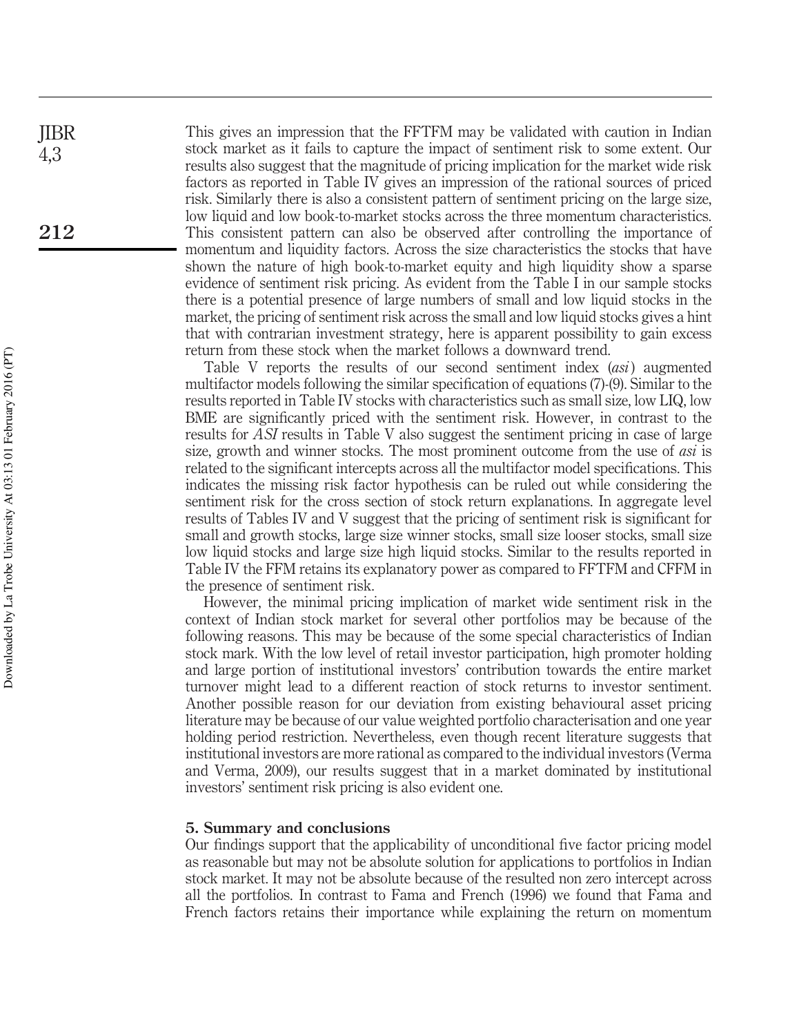This gives an impression that the FFTFM may be validated with caution in Indian stock market as it fails to capture the impact of sentiment risk to some extent. Our results also suggest that the magnitude of pricing implication for the market wide risk factors as reported in Table IV gives an impression of the rational sources of priced risk. Similarly there is also a consistent pattern of sentiment pricing on the large size, low liquid and low book-to-market stocks across the three momentum characteristics. This consistent pattern can also be observed after controlling the importance of momentum and liquidity factors. Across the size characteristics the stocks that have shown the nature of high book-to-market equity and high liquidity show a sparse evidence of sentiment risk pricing. As evident from the Table I in our sample stocks there is a potential presence of large numbers of small and low liquid stocks in the market, the pricing of sentiment risk across the small and low liquid stocks gives a hint that with contrarian investment strategy, here is apparent possibility to gain excess return from these stock when the market follows a downward trend.

Table V reports the results of our second sentiment index (*asi*) augmented multifactor models following the similar specification of equations (7)-(9). Similar to the results reported in Table IV stocks with characteristics such as small size, low LIQ, low BME are significantly priced with the sentiment risk. However, in contrast to the results for *ASI* results in Table V also suggest the sentiment pricing in case of large size, growth and winner stocks. The most prominent outcome from the use of *asi* is related to the significant intercepts across all the multifactor model specifications. This indicates the missing risk factor hypothesis can be ruled out while considering the sentiment risk for the cross section of stock return explanations. In aggregate level results of Tables IV and V suggest that the pricing of sentiment risk is significant for small and growth stocks, large size winner stocks, small size looser stocks, small size low liquid stocks and large size high liquid stocks. Similar to the results reported in Table IV the FFM retains its explanatory power as compared to FFTFM and CFFM in the presence of sentiment risk.

However, the minimal pricing implication of market wide sentiment risk in the context of Indian stock market for several other portfolios may be because of the following reasons. This may be because of the some special characteristics of Indian stock mark. With the low level of retail investor participation, high promoter holding and large portion of institutional investors' contribution towards the entire market turnover might lead to a different reaction of stock returns to investor sentiment. Another possible reason for our deviation from existing behavioural asset pricing literature may be because of our value weighted portfolio characterisation and one year holding period restriction. Nevertheless, even though recent literature suggests that institutional investors are more rational as compared to the individual investors (Verma and Verma, 2009), our results suggest that in a market dominated by institutional investors' sentiment risk pricing is also evident one.

## 5. Summary and conclusions

Our findings support that the applicability of unconditional five factor pricing model as reasonable but may not be absolute solution for applications to portfolios in Indian stock market. It may not be absolute because of the resulted non zero intercept across all the portfolios. In contrast to Fama and French (1996) we found that Fama and French factors retains their importance while explaining the return on momentum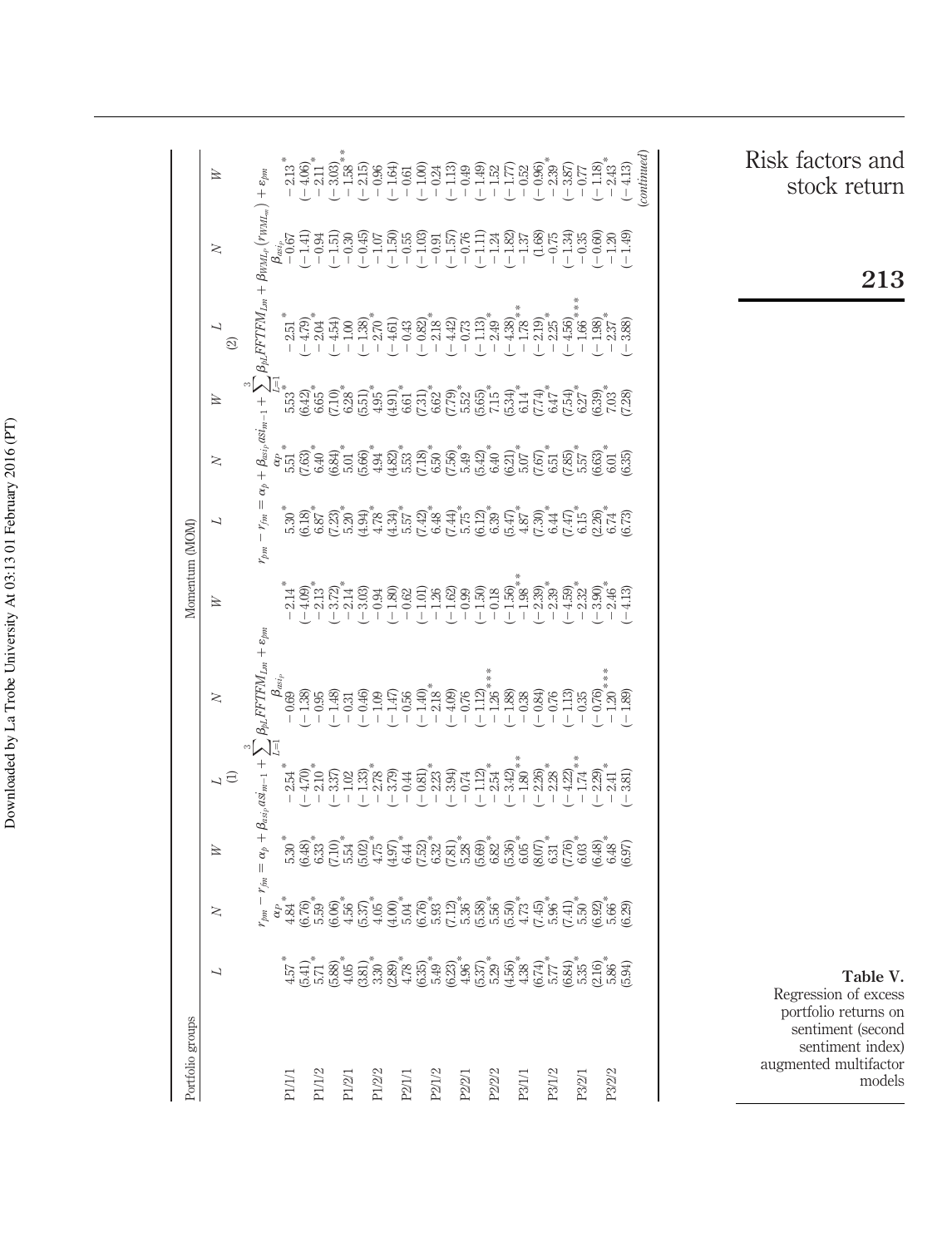**Table V.** Regression of excess portfolio returns on sentiment (second sentiment index) augmented multifactor models

| Portfolio groups | Momentum (MOM) | | | | | | | | | | | |
|---|---|---|---|---|---|---|---|---|---|---|---|---|
| | (1) | | | | | | (2) | | | | | |
| | $r_{pm} - r_{fm} = \alpha_p + \beta_{asi_p} asi_{m-1} + \sum_{l=1}^{3} \beta_{pl} FFTFM_{Lm} + \varepsilon_{pm}$ | | | | | | $r_{pm} - r_{fm} = \alpha_p + \beta_{asi_p} asi_{m-1} + \sum_{l=1}^{3} \beta_{pl} FFTFM_{Lm} + \beta_{WML_p}(r_{WML_m}) + \varepsilon_{pm}$ | | | | | |
| | $\alpha_p$ | | | $\beta_{asi_p}$ | | | $\alpha_p$ | | | $\beta_{asi_p}$ | | |
| | L | N | W | L | N | W | L | N | W | L | N | W |
| P1/1/1 | 4.57* | 4.84* | 5.30* | −2.54* | −0.69 | −2.14* | 5.30* | 5.51* | 5.53* | −2.51* | −0.67 | −2.13* |
| | (5.41) | (6.76) | (6.48) | (−4.70) | (−1.38) | (−4.09) | (6.18) | (7.63) | (6.42) | (−4.79) | (−1.41) | (−4.06) |
| P1/1/2 | 5.71* | 5.59* | 6.33* | −2.10* | −0.95 | −2.13* | 6.87* | 6.40* | 6.65* | −2.04* | −0.94 | −2.11* |
| | (5.88) | (6.06) | (7.10) | (−3.37) | (−1.48) | (−3.72) | (7.23) | (6.84) | (7.10) | (−4.54) | (−1.51) | (−3.03) |
| P1/2/1 | 4.05* | 4.56* | 5.54* | −1.02 | −0.31 | −2.14* | 5.20* | 5.01* | 6.28* | −1.00 | −0.30 | −1.58** |
| | (3.81) | (5.37) | (5.02) | (−1.33) | (−0.46) | (−3.03) | (4.94) | (5.66) | (5.51) | (−1.38) | (−0.45) | (−2.15) |
| P1/2/2 | 3.30* | 4.05* | 4.75 | −2.78* | −1.09 | −0.94 | 4.78* | 4.94* | 4.95* | −2.70* | −1.07 | −0.96 |
| | (2.89) | (4.00) | (4.97) | (−3.79) | (−1.47) | (−1.80) | (4.34) | (4.82) | (4.91) | (−4.61) | (−1.50) | (−1.64) |
| P2/1/1 | 4.78* | 5.04* | 6.44* | −0.44 | −0.56 | −0.62 | 5.57* | 5.53* | 6.61* | −0.43 | −0.55 | −0.61 |
| | (6.35) | (6.76) | (7.52) | (−0.81) | (−1.40) | (−1.01) | (7.42) | (7.18) | (7.31) | (−0.82) | (−1.03) | (−1.00) |
| P2/1/2 | 5.49 | 5.93* | 6.32* | −2.23* | −2.18* | −1.26 | 6.48* | 6.50* | 6.62* | −2.18* | −0.91 | −0.24 |
| | (6.23) | (7.12) | (7.81) | (−3.94) | (−4.09) | (−1.62) | (7.44) | (7.56) | (7.79) | (−4.42) | (−1.57) | (−1.13) |
| P2/2/1 | 4.96* | 5.36* | 5.28* | −0.74 | −0.76 | −0.99 | 5.75* | 5.49* | 5.52* | −0.73 | −0.76 | −0.49 |
| | (5.37) | (5.58) | (5.69) | (−1.12) | (−1.12) | (−1.50) | (6.12) | (5.42) | (5.65) | (−1.13) | (−1.11) | (−1.49) |
| P2/2/2 | 5.29* | 5.56* | 6.82* | −2.54* | −1.26*** | −0.18 | 6.39* | 6.40* | 7.15* | −2.49* | −1.24 | −1.52 |
| | (4.56) | (5.50) | (5.36) | (−3.42) | (−1.88) | (−1.56) | (5.47) | (6.21) | (5.34) | (−4.38) | (−1.82) | (−1.77) |
| P3/1/1 | 4.38* | 4.73* | 6.05* | −1.80** | −0.38 | −1.98** | 4.87* | 5.07* | 6.14* | −1.78** | −1.37 | −0.52 |
| | (6.74) | (7.45) | (8.07) | (−2.26) | (−0.84) | (−2.39) | (7.30) | (7.67) | (7.74) | (−2.19) | (1.68) | (−0.96) |
| P3/1/2 | 5.77* | 5.96* | 6.31* | −2.28* | −0.76 | −2.39* | 6.44* | 6.51* | 6.47* | −2.25* | −0.75 | −2.39* |
| | (6.84) | (7.41) | (7.76) | (−4.22) | (−1.13) | (−4.59) | (7.47) | (7.85) | (7.54) | (−4.56) | (−1.34) | (−3.87) |
| P3/2/1 | 5.35* | 5.50* | 6.03* | −1.74** | −0.35 | −2.32* | 6.15* | 5.57* | 6.27* | −1.66*** | −0.35 | −0.77 |
| | (2.16) | (6.92) | (6.48) | (−2.29) | (−0.76) | (−3.90) | (2.26) | (6.63) | (6.39) | (−1.98) | (−0.60) | (−1.18) |
| P3/2/2 | 5.86* | 5.66* | 6.48* | −2.41* | −1.20*** | −2.46* | 6.74* | 6.01* | 7.03* | −2.37* | −1.20 | −2.43* |
| | (5.94) | (6.29) | (6.97) | (−3.81) | (−1.89) | (−4.13) | (6.73) | (6.35) | (7.28) | (−3.88) | (−1.49) | (−4.13) |

*(continued)*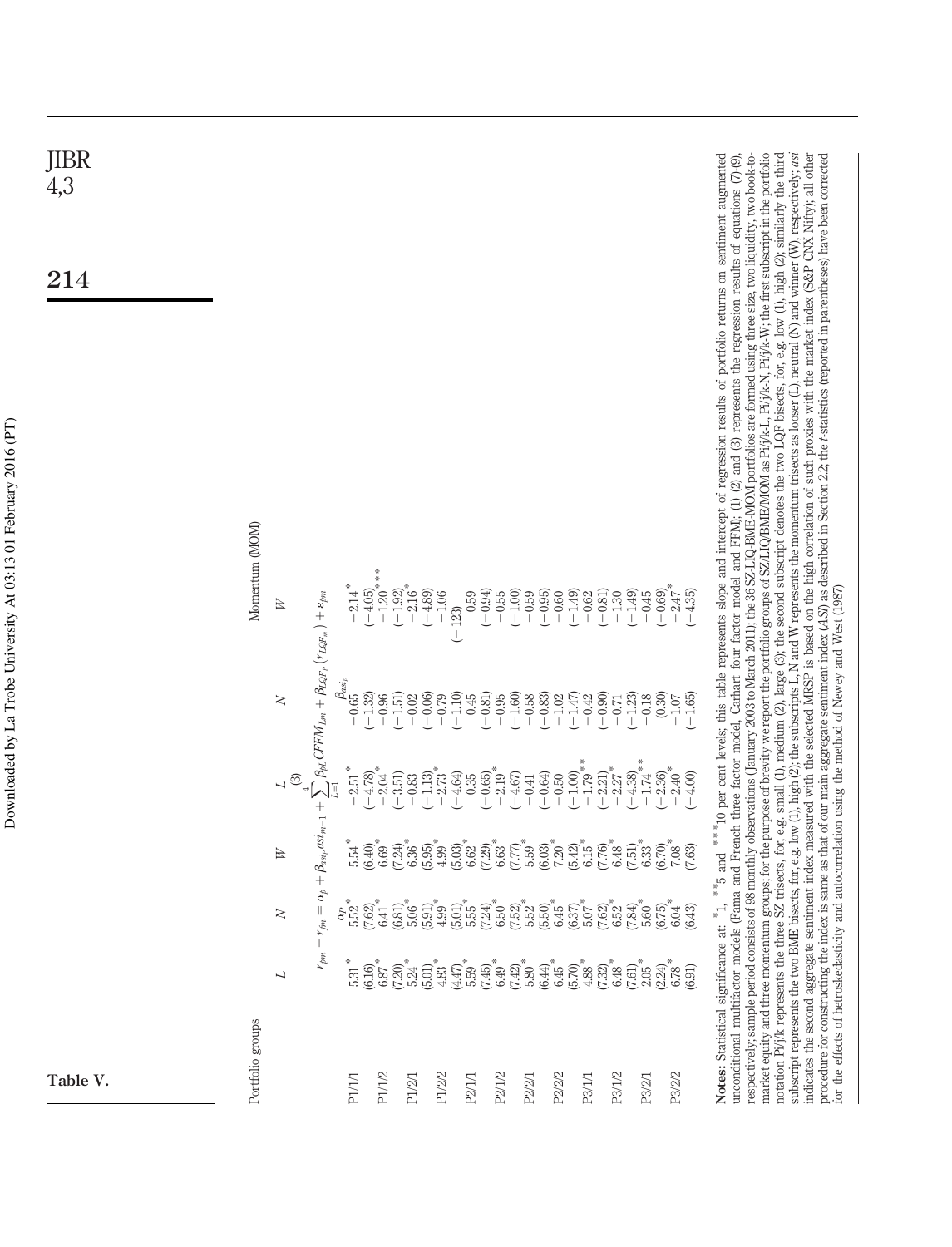**Table V.**

| Portfolio groups | | | (3) | | Momentum (MOM) |
|---|---|---|---|---|---|
| | $L$ | $N$ | $W$ | $L$ | $N$ | $W$ |
| | $r_{pm} - r_{fm} = \alpha_p + \beta_{asi_p} asi_{m-1} + \sum_{L=1}^{4} \beta_{pL} CFFM_{Lm} + \beta_{LQF_p}(r_{LQF_m}) + \varepsilon_{pm}$ | | | | | |
| | | $\alpha_p$ | | | $\beta_{asi_p}$ | |
| P1/1/1 | 5.31* | 5.52* | 5.54* | −2.51* | −0.65 | −2.14* |
| | (6.16) | (7.62) | (6.40) | (−4.78) | (−1.32) | (−4.05) |
| P1/1/2 | 6.87* | 6.41* | 6.69* | −2.04* | −0.96 | −1.20*** |
| | (7.20) | (6.81) | (7.24) | (−3.51) | (−1.51) | (−1.92) |
| P1/2/1 | 5.24* | 5.06* | 6.36* | −0.83 | −0.02 | −2.16* |
| | (5.01) | (5.91) | (5.95) | (−1.13) | (−0.06) | (−4.89) |
| P1/2/2 | 4.83* | 4.99* | 4.99* | −2.73* | −0.79 | −1.06 |
| | (4.47) | (5.01) | (5.03) | (−4.64) | (−1.10) | (−123) |
| P2/1/1 | 5.59* | 5.55* | 6.62* | −0.35 | −0.45 | −0.59 |
| | (7.45) | (7.24) | (7.29) | (−0.65) | (−0.81) | (−0.94) |
| P2/1/2 | 6.49* | 6.50* | 6.63* | −2.19* | −0.95 | −0.55 |
| | (7.42) | (7.52) | (7.77) | (−4.67) | (−1.60) | (−1.00) |
| P2/2/1 | 5.80* | 5.52* | 5.59* | −0.41 | −0.58 | −0.59 |
| | (6.44) | (5.50) | (6.03) | (−0.64) | (−0.83) | (−0.95) |
| P2/2/2 | 6.45* | 6.45* | 7.20* | −0.50 | −1.02 | −0.60 |
| | (5.70) | (6.37) | (5.42) | (−1.00) | (−1.47) | (−1.49) |
| P3/1/1 | 4.88* | 5.07* | 6.15* | −1.79** | −0.42 | −0.62 |
| | (7.32) | (7.62) | (7.76) | (−2.21) | (−0.90) | (−0.81) |
| P3/1/2 | 6.48* | 6.52* | 6.48* | −2.27* | −0.71 | −1.30 |
| | (7.61) | (7.84) | (7.51) | (−4.38) | (−1.23) | (−1.49) |
| P3/2/1 | 2.05* | 5.60* | 6.33* | −1.74** | −0.18 | −0.45 |
| | (2.24) | (6.75) | (6.70) | (−2.36) | (0.30) | (−0.69) |
| P3/2/2 | 6.78* | 6.04* | 7.08* | −2.40* | −1.07 | −2.47* |
| | (6.91) | (6.43) | (7.63) | (−4.00) | (−1.65) | (−4.35) |

**Notes:** Statistical significance at: *1, **5 and ***10 per cent levels; this table represents slope and intercept of regression results of portfolio returns on sentiment augmented unconditional multifactor models (Fama and French three factor model, Carhart four factor model and FFM); (1) (2) and (3) represents the regression results of equations (7)-(9), respectively; sample period consists of 98 monthly observations (January 2003 to March 2011); the 36 SZ/LIQ/BME/MOM portfolios are formed using three size, two liquidity, two book-to-market equity and three momentum groups; for the purpose of brevity we report the portfolio groups of SZ/LIQ/BME/MOM as Pi/j/k-L, Pi/j/k-N, Pi/j/k-W; the first subscript in the portfolio notation Pi/j/k represents the three SZ trisects, for, e.g. small (1), medium (2), large (3); the second subscript denotes the two LQF bisects, for, e.g. low (1), high (2); similarly the third subscript represents the two BME bisects, for, e.g. low (1), high (2); the subscripts L, N and W represents the momentum trisects as looser (L), neutral (N) and winner (W), respectively; *asi* indicates the second aggregate sentiment index measured with the selected MRSP is based on the high correlation of such proxies with the market index (S&P CNX Nifty); all other procedure for constructing the index is same as that of our main aggregate sentiment index (*ASI*) as described in Section 2.2; the *t*-statistics (reported in parentheses) have been corrected for the effects of hetroskedasticity and autocorrelation using the method of Newey and West (1987)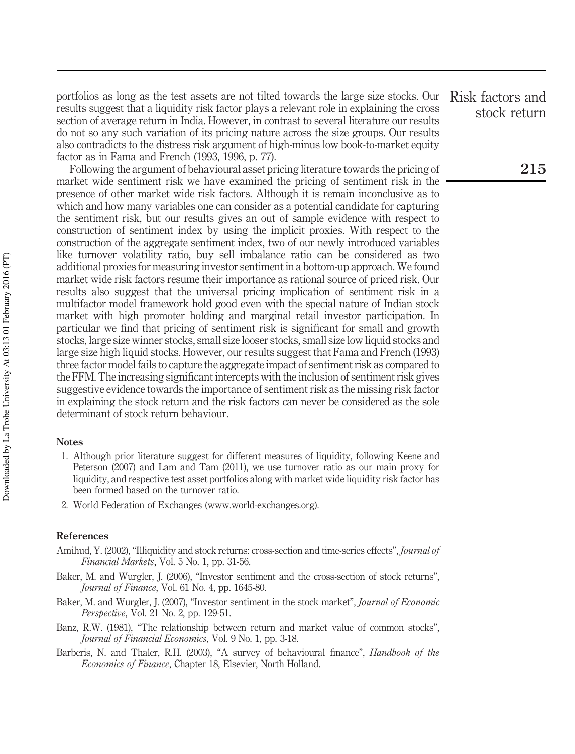portfolios as long as the test assets are not tilted towards the large size stocks. Our results suggest that a liquidity risk factor plays a relevant role in explaining the cross section of average return in India. However, in contrast to several literature our results do not so any such variation of its pricing nature across the size groups. Our results also contradicts to the distress risk argument of high-minus low book-to-market equity factor as in Fama and French (1993, 1996, p. 77).

Following the argument of behavioural asset pricing literature towards the pricing of market wide sentiment risk we have examined the pricing of sentiment risk in the presence of other market wide risk factors. Although it is remain inconclusive as to which and how many variables one can consider as a potential candidate for capturing the sentiment risk, but our results gives an out of sample evidence with respect to construction of sentiment index by using the implicit proxies. With respect to the construction of the aggregate sentiment index, two of our newly introduced variables like turnover volatility ratio, buy sell imbalance ratio can be considered as two additional proxies for measuring investor sentiment in a bottom-up approach. We found market wide risk factors resume their importance as rational source of priced risk. Our results also suggest that the universal pricing implication of sentiment risk in a multifactor model framework hold good even with the special nature of Indian stock market with high promoter holding and marginal retail investor participation. In particular we find that pricing of sentiment risk is significant for small and growth stocks, large size winner stocks, small size looser stocks, small size low liquid stocks and large size high liquid stocks. However, our results suggest that Fama and French (1993) three factor model fails to capture the aggregate impact of sentiment risk as compared to the FFM. The increasing significant intercepts with the inclusion of sentiment risk gives suggestive evidence towards the importance of sentiment risk as the missing risk factor in explaining the stock return and the risk factors can never be considered as the sole determinant of stock return behaviour.

#### Notes

1. Although prior literature suggest for different measures of liquidity, following Keene and Peterson (2007) and Lam and Tam (2011), we use turnover ratio as our main proxy for liquidity, and respective test asset portfolios along with market wide liquidity risk factor has been formed based on the turnover ratio.
2. World Federation of Exchanges (www.world-exchanges.org).

#### References

Amihud, Y. (2002), "Illiquidity and stock returns: cross-section and time-series effects", *Journal of Financial Markets*, Vol. 5 No. 1, pp. 31-56.

Baker, M. and Wurgler, J. (2006), "Investor sentiment and the cross-section of stock returns", *Journal of Finance*, Vol. 61 No. 4, pp. 1645-80.

Baker, M. and Wurgler, J. (2007), "Investor sentiment in the stock market", *Journal of Economic Perspective*, Vol. 21 No. 2, pp. 129-51.

Banz, R.W. (1981), "The relationship between return and market value of common stocks", *Journal of Financial Economics*, Vol. 9 No. 1, pp. 3-18.

Barberis, N. and Thaler, R.H. (2003), "A survey of behavioural finance", *Handbook of the Economics of Finance*, Chapter 18, Elsevier, North Holland.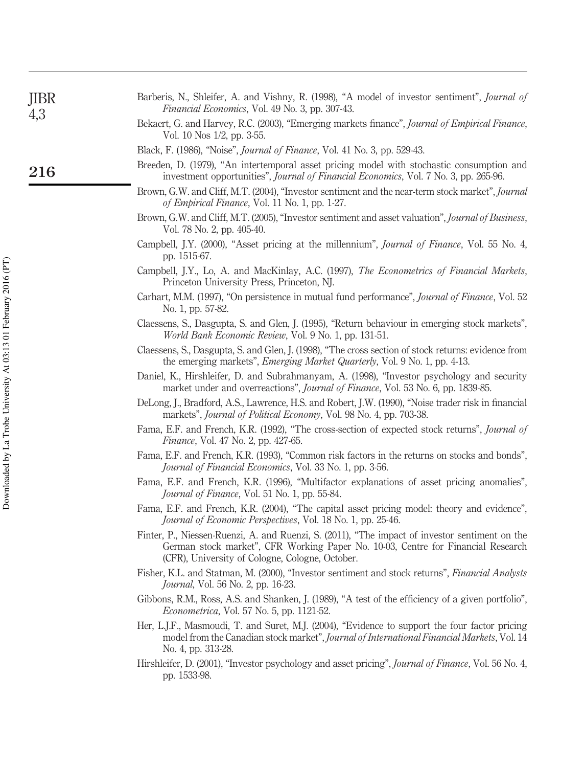Barberis, N., Shleifer, A. and Vishny, R. (1998), "A model of investor sentiment", *Journal of Financial Economics*, Vol. 49 No. 3, pp. 307-43.

Bekaert, G. and Harvey, R.C. (2003), "Emerging markets finance", *Journal of Empirical Finance*, Vol. 10 Nos 1/2, pp. 3-55.

Black, F. (1986), "Noise", *Journal of Finance*, Vol. 41 No. 3, pp. 529-43.

Breeden, D. (1979), "An intertemporal asset pricing model with stochastic consumption and investment opportunities", *Journal of Financial Economics*, Vol. 7 No. 3, pp. 265-96.

Brown, G.W. and Cliff, M.T. (2004), "Investor sentiment and the near-term stock market", *Journal of Empirical Finance*, Vol. 11 No. 1, pp. 1-27.

Brown, G.W. and Cliff, M.T. (2005), "Investor sentiment and asset valuation", *Journal of Business*, Vol. 78 No. 2, pp. 405-40.

Campbell, J.Y. (2000), "Asset pricing at the millennium", *Journal of Finance*, Vol. 55 No. 4, pp. 1515-67.

Campbell, J.Y., Lo, A. and MacKinlay, A.C. (1997), *The Econometrics of Financial Markets*, Princeton University Press, Princeton, NJ.

Carhart, M.M. (1997), "On persistence in mutual fund performance", *Journal of Finance*, Vol. 52 No. 1, pp. 57-82.

Claessens, S., Dasgupta, S. and Glen, J. (1995), "Return behaviour in emerging stock markets", *World Bank Economic Review*, Vol. 9 No. 1, pp. 131-51.

Claessens, S., Dasgupta, S. and Glen, J. (1998), "The cross section of stock returns: evidence from the emerging markets", *Emerging Market Quarterly*, Vol. 9 No. 1, pp. 4-13.

Daniel, K., Hirshleifer, D. and Subrahmanyam, A. (1998), "Investor psychology and security market under and overreactions", *Journal of Finance*, Vol. 53 No. 6, pp. 1839-85.

DeLong, J., Bradford, A.S., Lawrence, H.S. and Robert, J.W. (1990), "Noise trader risk in financial markets", *Journal of Political Economy*, Vol. 98 No. 4, pp. 703-38.

Fama, E.F. and French, K.R. (1992), "The cross-section of expected stock returns", *Journal of Finance*, Vol. 47 No. 2, pp. 427-65.

Fama, E.F. and French, K.R. (1993), "Common risk factors in the returns on stocks and bonds", *Journal of Financial Economics*, Vol. 33 No. 1, pp. 3-56.

Fama, E.F. and French, K.R. (1996), "Multifactor explanations of asset pricing anomalies", *Journal of Finance*, Vol. 51 No. 1, pp. 55-84.

Fama, E.F. and French, K.R. (2004), "The capital asset pricing model: theory and evidence", *Journal of Economic Perspectives*, Vol. 18 No. 1, pp. 25-46.

Finter, P., Niessen-Ruenzi, A. and Ruenzi, S. (2011), "The impact of investor sentiment on the German stock market", CFR Working Paper No. 10-03, Centre for Financial Research (CFR), University of Cologne, Cologne, October.

Fisher, K.L. and Statman, M. (2000), "Investor sentiment and stock returns", *Financial Analysts Journal*, Vol. 56 No. 2, pp. 16-23.

Gibbons, R.M., Ross, A.S. and Shanken, J. (1989), "A test of the efficiency of a given portfolio", *Econometrica*, Vol. 57 No. 5, pp. 1121-52.

Her, L.J.F., Masmoudi, T. and Suret, M.J. (2004), "Evidence to support the four factor pricing model from the Canadian stock market", *Journal of International Financial Markets*, Vol. 14 No. 4, pp. 313-28.

Hirshleifer, D. (2001), "Investor psychology and asset pricing", *Journal of Finance*, Vol. 56 No. 4, pp. 1533-98.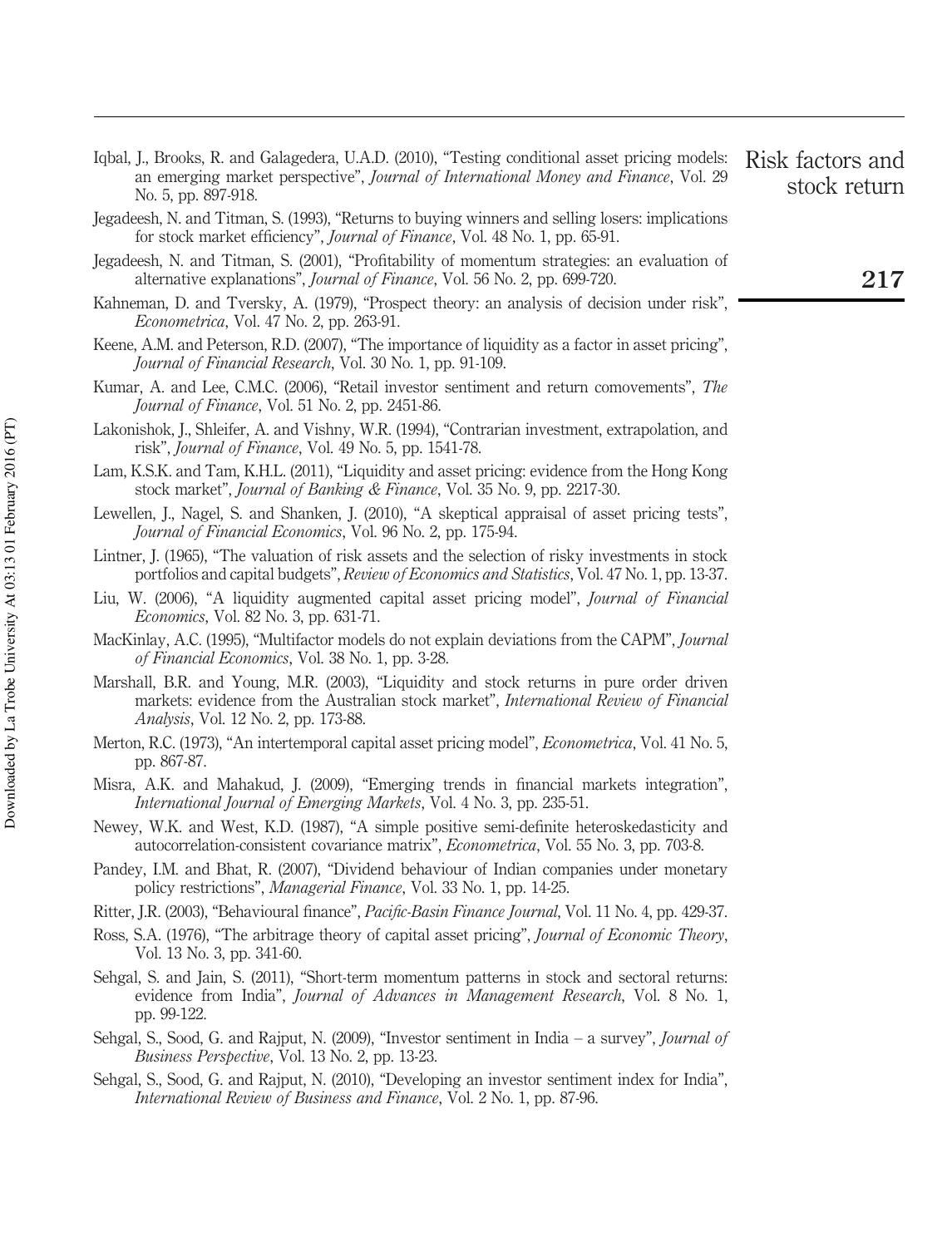Iqbal, J., Brooks, R. and Galagedera, U.A.D. (2010), "Testing conditional asset pricing models: an emerging market perspective", *Journal of International Money and Finance*, Vol. 29 No. 5, pp. 897-918.

Jegadeesh, N. and Titman, S. (1993), "Returns to buying winners and selling losers: implications for stock market efficiency", *Journal of Finance*, Vol. 48 No. 1, pp. 65-91.

Jegadeesh, N. and Titman, S. (2001), "Profitability of momentum strategies: an evaluation of alternative explanations", *Journal of Finance*, Vol. 56 No. 2, pp. 699-720.

Kahneman, D. and Tversky, A. (1979), "Prospect theory: an analysis of decision under risk", *Econometrica*, Vol. 47 No. 2, pp. 263-91.

Keene, A.M. and Peterson, R.D. (2007), "The importance of liquidity as a factor in asset pricing", *Journal of Financial Research*, Vol. 30 No. 1, pp. 91-109.

Kumar, A. and Lee, C.M.C. (2006), "Retail investor sentiment and return comovements", *The Journal of Finance*, Vol. 51 No. 2, pp. 2451-86.

Lakonishok, J., Shleifer, A. and Vishny, W.R. (1994), "Contrarian investment, extrapolation, and risk", *Journal of Finance*, Vol. 49 No. 5, pp. 1541-78.

Lam, K.S.K. and Tam, K.H.L. (2011), "Liquidity and asset pricing: evidence from the Hong Kong stock market", *Journal of Banking & Finance*, Vol. 35 No. 9, pp. 2217-30.

Lewellen, J., Nagel, S. and Shanken, J. (2010), "A skeptical appraisal of asset pricing tests", *Journal of Financial Economics*, Vol. 96 No. 2, pp. 175-94.

Lintner, J. (1965), "The valuation of risk assets and the selection of risky investments in stock portfolios and capital budgets", *Review of Economics and Statistics*, Vol. 47 No. 1, pp. 13-37.

Liu, W. (2006), "A liquidity augmented capital asset pricing model", *Journal of Financial Economics*, Vol. 82 No. 3, pp. 631-71.

MacKinlay, A.C. (1995), "Multifactor models do not explain deviations from the CAPM", *Journal of Financial Economics*, Vol. 38 No. 1, pp. 3-28.

Marshall, B.R. and Young, M.R. (2003), "Liquidity and stock returns in pure order driven markets: evidence from the Australian stock market", *International Review of Financial Analysis*, Vol. 12 No. 2, pp. 173-88.

Merton, R.C. (1973), "An intertemporal capital asset pricing model", *Econometrica*, Vol. 41 No. 5, pp. 867-87.

Misra, A.K. and Mahakud, J. (2009), "Emerging trends in financial markets integration", *International Journal of Emerging Markets*, Vol. 4 No. 3, pp. 235-51.

Newey, W.K. and West, K.D. (1987), "A simple positive semi-definite heteroskedasticity and autocorrelation-consistent covariance matrix", *Econometrica*, Vol. 55 No. 3, pp. 703-8.

Pandey, I.M. and Bhat, R. (2007), "Dividend behaviour of Indian companies under monetary policy restrictions", *Managerial Finance*, Vol. 33 No. 1, pp. 14-25.

Ritter, J.R. (2003), "Behavioural finance", *Pacific-Basin Finance Journal*, Vol. 11 No. 4, pp. 429-37.

Ross, S.A. (1976), "The arbitrage theory of capital asset pricing", *Journal of Economic Theory*, Vol. 13 No. 3, pp. 341-60.

Sehgal, S. and Jain, S. (2011), "Short-term momentum patterns in stock and sectoral returns: evidence from India", *Journal of Advances in Management Research*, Vol. 8 No. 1, pp. 99-122.

Sehgal, S., Sood, G. and Rajput, N. (2009), "Investor sentiment in India – a survey", *Journal of Business Perspective*, Vol. 13 No. 2, pp. 13-23.

Sehgal, S., Sood, G. and Rajput, N. (2010), "Developing an investor sentiment index for India", *International Review of Business and Finance*, Vol. 2 No. 1, pp. 87-96.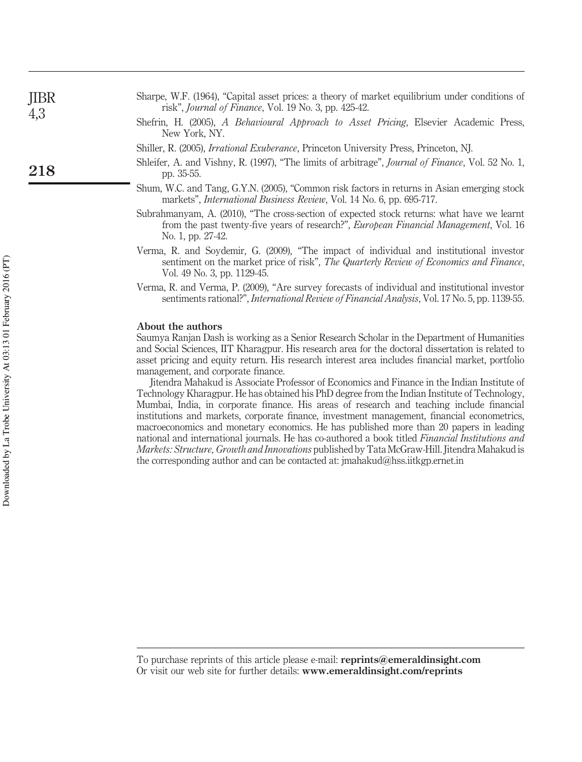Sharpe, W.F. (1964), "Capital asset prices: a theory of market equilibrium under conditions of risk", *Journal of Finance*, Vol. 19 No. 3, pp. 425-42.

Shefrin, H. (2005), *A Behavioural Approach to Asset Pricing*, Elsevier Academic Press, New York, NY.

Shiller, R. (2005), *Irrational Exuberance*, Princeton University Press, Princeton, NJ.

Shleifer, A. and Vishny, R. (1997), "The limits of arbitrage", *Journal of Finance*, Vol. 52 No. 1, pp. 35-55.

Shum, W.C. and Tang, G.Y.N. (2005), "Common risk factors in returns in Asian emerging stock markets", *International Business Review*, Vol. 14 No. 6, pp. 695-717.

Subrahmanyam, A. (2010), "The cross-section of expected stock returns: what have we learnt from the past twenty-five years of research?", *European Financial Management*, Vol. 16 No. 1, pp. 27-42.

Verma, R. and Soydemir, G. (2009), "The impact of individual and institutional investor sentiment on the market price of risk", *The Quarterly Review of Economics and Finance*, Vol. 49 No. 3, pp. 1129-45.

Verma, R. and Verma, P. (2009), "Are survey forecasts of individual and institutional investor sentiments rational?", *International Review of Financial Analysis*, Vol. 17 No. 5, pp. 1139-55.

### About the authors

Saumya Ranjan Dash is working as a Senior Research Scholar in the Department of Humanities and Social Sciences, IIT Kharagpur. His research area for the doctoral dissertation is related to asset pricing and equity return. His research interest area includes financial market, portfolio management, and corporate finance.

Jitendra Mahakud is Associate Professor of Economics and Finance in the Indian Institute of Technology Kharagpur. He has obtained his PhD degree from the Indian Institute of Technology, Mumbai, India, in corporate finance. His areas of research and teaching include financial institutions and markets, corporate finance, investment management, financial econometrics, macroeconomics and monetary economics. He has published more than 20 papers in leading national and international journals. He has co-authored a book titled *Financial Institutions and Markets: Structure, Growth and Innovations* published by Tata McGraw-Hill. Jitendra Mahakud is the corresponding author and can be contacted at: jmahakud@hss.iitkgp.ernet.in

To purchase reprints of this article please e-mail: **reprints@emeraldinsight.com**
Or visit our web site for further details: **www.emeraldinsight.com/reprints**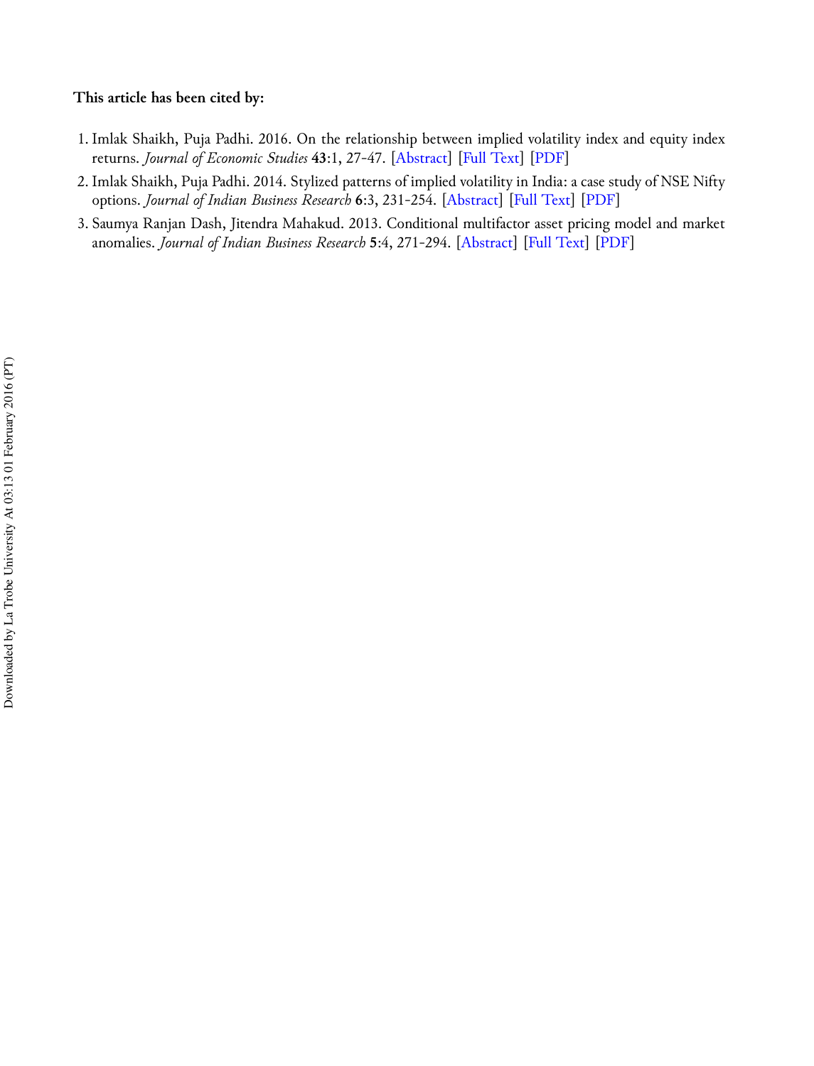**This article has been cited by:**

1. Imlak Shaikh, Puja Padhi. 2016. On the relationship between implied volatility index and equity index returns. *Journal of Economic Studies* **43**:1, 27-47. [Abstract] [Full Text] [PDF]
2. Imlak Shaikh, Puja Padhi. 2014. Stylized patterns of implied volatility in India: a case study of NSE Nifty options. *Journal of Indian Business Research* **6**:3, 231-254. [Abstract] [Full Text] [PDF]
3. Saumya Ranjan Dash, Jitendra Mahakud. 2013. Conditional multifactor asset pricing model and market anomalies. *Journal of Indian Business Research* **5**:4, 271-294. [Abstract] [Full Text] [PDF]